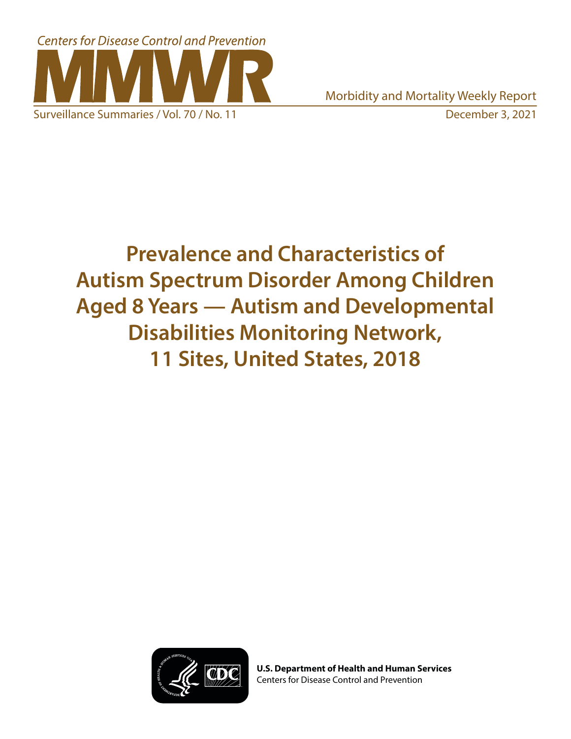Centers for Disease Control and Prevention

# MMWR

Morbidity and Mortality Weekly Report

Surveillance Summaries / Vol. 70 / No. 11 — December 3, 2021

# Prevalence and Characteristics of Autism Spectrum Disorder Among Children Aged 8 Years — Autism and Developmental Disabilities Monitoring Network, 11 Sites, United States, 2018

**U.S. Department of Health and Human Services**
Centers for Disease Control and Prevention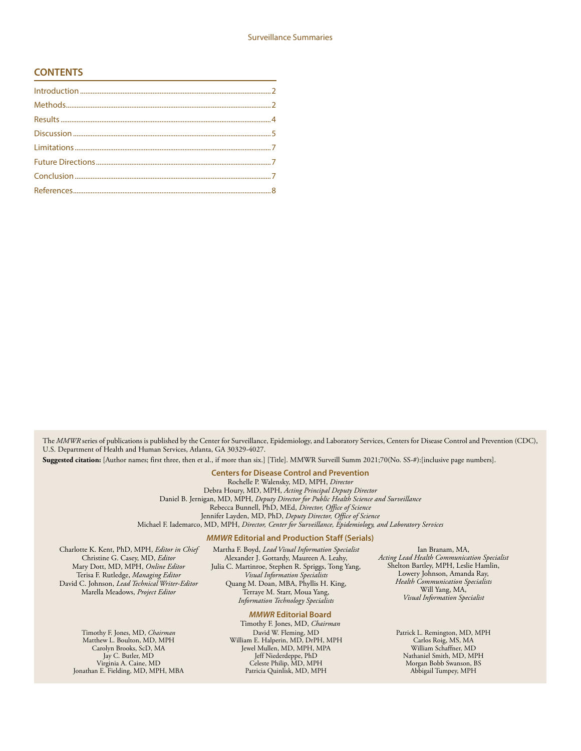## CONTENTS

Introduction ... 2
Methods ... 2
Results ... 4
Discussion ... 5
Limitations ... 7
Future Directions ... 7
Conclusion ... 7
References ... 8

The *MMWR* series of publications is published by the Center for Surveillance, Epidemiology, and Laboratory Services, Centers for Disease Control and Prevention (CDC), U.S. Department of Health and Human Services, Atlanta, GA 30329-4027.

**Suggested citation:** [Author names; first three, then et al., if more than six.] [Title]. MMWR Surveill Summ 2021;70(No. SS-#):[inclusive page numbers].

**Centers for Disease Control and Prevention**

Rochelle P. Walensky, MD, MPH, *Director*
Debra Houry, MD, MPH, *Acting Principal Deputy Director*
Daniel B. Jernigan, MD, MPH, *Deputy Director for Public Health Science and Surveillance*
Rebecca Bunnell, PhD, MEd, *Director, Office of Science*
Jennifer Layden, MD, PhD, *Deputy Director, Office of Science*
Michael F. Iademarco, MD, MPH, *Director, Center for Surveillance, Epidemiology, and Laboratory Services*

***MMWR* Editorial and Production Staff (Serials)**

Charlotte K. Kent, PhD, MPH, *Editor in Chief*
Christine G. Casey, MD, *Editor*
Mary Dott, MD, MPH, *Online Editor*
Terisa F. Rutledge, *Managing Editor*
David C. Johnson, *Lead Technical Writer-Editor*
Marella Meadows, *Project Editor*

Martha F. Boyd, *Lead Visual Information Specialist*
Alexander J. Gottardy, Maureen A. Leahy,
Julia C. Martinroe, Stephen R. Spriggs, Tong Yang,
*Visual Information Specialists*
Quang M. Doan, MBA, Phyllis H. King,
Terraye M. Starr, Moua Yang,
*Information Technology Specialists*

Ian Branam, MA,
*Acting Lead Health Communication Specialist*
Shelton Bartley, MPH, Leslie Hamlin,
Lowery Johnson, Amanda Ray,
*Health Communication Specialists*
Will Yang, MA,
*Visual Information Specialist*

***MMWR* Editorial Board**

Timothy F. Jones, MD, *Chairman*
Matthew L. Boulton, MD, MPH
Carolyn Brooks, ScD, MA
Jay C. Butler, MD
Virginia A. Caine, MD
Jonathan E. Fielding, MD, MPH, MBA
David W. Fleming, MD
William E. Halperin, MD, DrPH, MPH
Jewel Mullen, MD, MPH, MPA
Jeff Niederdeppe, PhD
Celeste Philip, MD, MPH
Patricia Quinlisk, MD, MPH
Patrick L. Remington, MD, MPH
Carlos Roig, MS, MA
William Schaffner, MD
Nathaniel Smith, MD, MPH
Morgan Bobb Swanson, BS
Abbigail Tumpey, MPH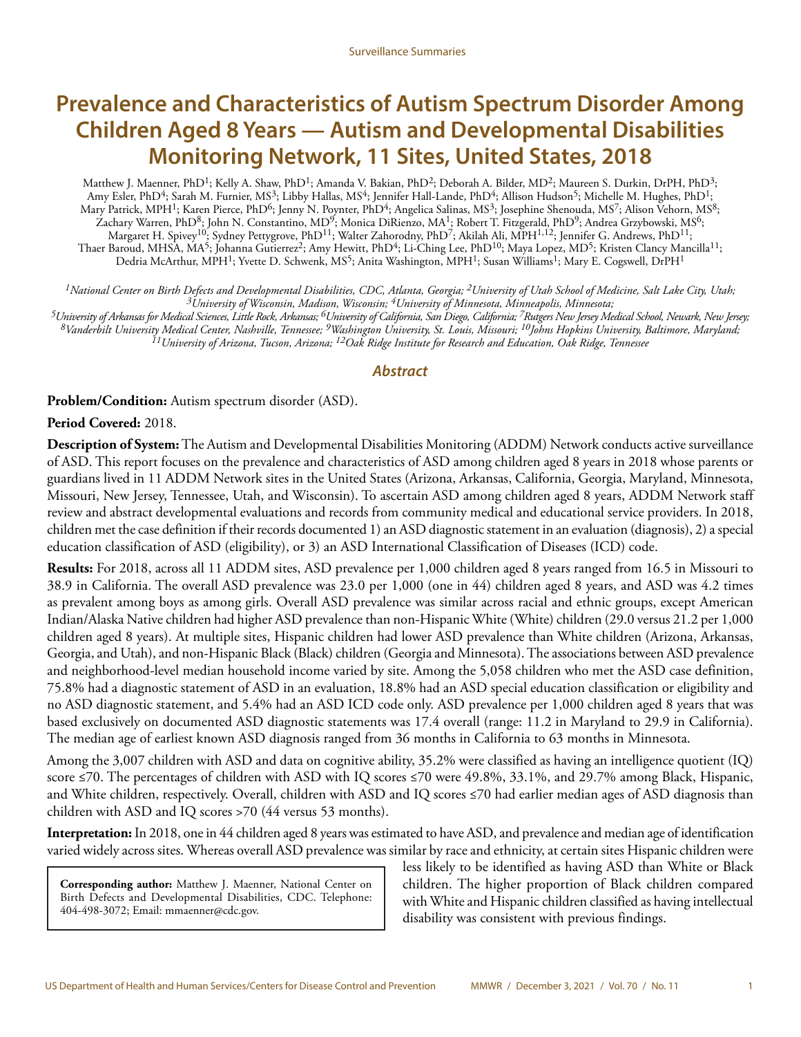# Prevalence and Characteristics of Autism Spectrum Disorder Among Children Aged 8 Years — Autism and Developmental Disabilities Monitoring Network, 11 Sites, United States, 2018

Matthew J. Maenner, PhD[1]; Kelly A. Shaw, PhD[1]; Amanda V. Bakian, PhD[2]; Deborah A. Bilder, MD[2]; Maureen S. Durkin, DrPH, PhD[3]; Amy Esler, PhD[4]; Sarah M. Furnier, MS[3]; Libby Hallas, MS[4]; Jennifer Hall-Lande, PhD[4]; Allison Hudson[5]; Michelle M. Hughes, PhD[1]; Mary Patrick, MPH[1]; Karen Pierce, PhD[6]; Jenny N. Poynter, PhD[4]; Angelica Salinas, MS[3]; Josephine Shenouda, MS[7]; Alison Vehorn, MS[8]; Zachary Warren, PhD[8]; John N. Constantino, MD[9]; Monica DiRienzo, MA[1]; Robert T. Fitzgerald, PhD[9]; Andrea Grzybowski, MS[6]; Margaret H. Spivey[10]; Sydney Pettygrove, PhD[11]; Walter Zahorodny, PhD[7]; Akilah Ali, MPH[1,12]; Jennifer G. Andrews, PhD[11]; Thaer Baroud, MHSA, MA[5]; Johanna Gutierrez[2]; Amy Hewitt, PhD[4]; Li-Ching Lee, PhD[10]; Maya Lopez, MD[5]; Kristen Clancy Mancilla[11]; Dedria McArthur, MPH[1]; Yvette D. Schwenk, MS[5]; Anita Washington, MPH[1]; Susan Williams[1]; Mary E. Cogswell, DrPH[1]

*[1]National Center on Birth Defects and Developmental Disabilities, CDC, Atlanta, Georgia; [2]University of Utah School of Medicine, Salt Lake City, Utah; [3]University of Wisconsin, Madison, Wisconsin; [4]University of Minnesota, Minneapolis, Minnesota; [5]University of Arkansas for Medical Sciences, Little Rock, Arkansas; [6]University of California, San Diego, California; [7]Rutgers New Jersey Medical School, Newark, New Jersey; [8]Vanderbilt University Medical Center, Nashville, Tennessee; [9]Washington University, St. Louis, Missouri; [10]Johns Hopkins University, Baltimore, Maryland; [11]University of Arizona, Tucson, Arizona; [12]Oak Ridge Institute for Research and Education, Oak Ridge, Tennessee*

## Abstract

**Problem/Condition:** Autism spectrum disorder (ASD).

**Period Covered:** 2018.

**Description of System:** The Autism and Developmental Disabilities Monitoring (ADDM) Network conducts active surveillance of ASD. This report focuses on the prevalence and characteristics of ASD among children aged 8 years in 2018 whose parents or guardians lived in 11 ADDM Network sites in the United States (Arizona, Arkansas, California, Georgia, Maryland, Minnesota, Missouri, New Jersey, Tennessee, Utah, and Wisconsin). To ascertain ASD among children aged 8 years, ADDM Network staff review and abstract developmental evaluations and records from community medical and educational service providers. In 2018, children met the case definition if their records documented 1) an ASD diagnostic statement in an evaluation (diagnosis), 2) a special education classification of ASD (eligibility), or 3) an ASD International Classification of Diseases (ICD) code.

**Results:** For 2018, across all 11 ADDM sites, ASD prevalence per 1,000 children aged 8 years ranged from 16.5 in Missouri to 38.9 in California. The overall ASD prevalence was 23.0 per 1,000 (one in 44) children aged 8 years, and ASD was 4.2 times as prevalent among boys as among girls. Overall ASD prevalence was similar across racial and ethnic groups, except American Indian/Alaska Native children had higher ASD prevalence than non-Hispanic White (White) children (29.0 versus 21.2 per 1,000 children aged 8 years). At multiple sites, Hispanic children had lower ASD prevalence than White children (Arizona, Arkansas, Georgia, and Utah), and non-Hispanic Black (Black) children (Georgia and Minnesota). The associations between ASD prevalence and neighborhood-level median household income varied by site. Among the 5,058 children who met the ASD case definition, 75.8% had a diagnostic statement of ASD in an evaluation, 18.8% had an ASD special education classification or eligibility and no ASD diagnostic statement, and 5.4% had an ASD ICD code only. ASD prevalence per 1,000 children aged 8 years that was based exclusively on documented ASD diagnostic statements was 17.4 overall (range: 11.2 in Maryland to 29.9 in California). The median age of earliest known ASD diagnosis ranged from 36 months in California to 63 months in Minnesota.

Among the 3,007 children with ASD and data on cognitive ability, 35.2% were classified as having an intelligence quotient (IQ) score ≤70. The percentages of children with ASD with IQ scores ≤70 were 49.8%, 33.1%, and 29.7% among Black, Hispanic, and White children, respectively. Overall, children with ASD and IQ scores ≤70 had earlier median ages of ASD diagnosis than children with ASD and IQ scores >70 (44 versus 53 months).

**Interpretation:** In 2018, one in 44 children aged 8 years was estimated to have ASD, and prevalence and median age of identification varied widely across sites. Whereas overall ASD prevalence was similar by race and ethnicity, at certain sites Hispanic children were less likely to be identified as having ASD than White or Black children. The higher proportion of Black children compared with White and Hispanic children classified as having intellectual disability was consistent with previous findings.

**Corresponding author:** Matthew J. Maenner, National Center on Birth Defects and Developmental Disabilities, CDC. Telephone: 404-498-3072; Email: mmaenner@cdc.gov.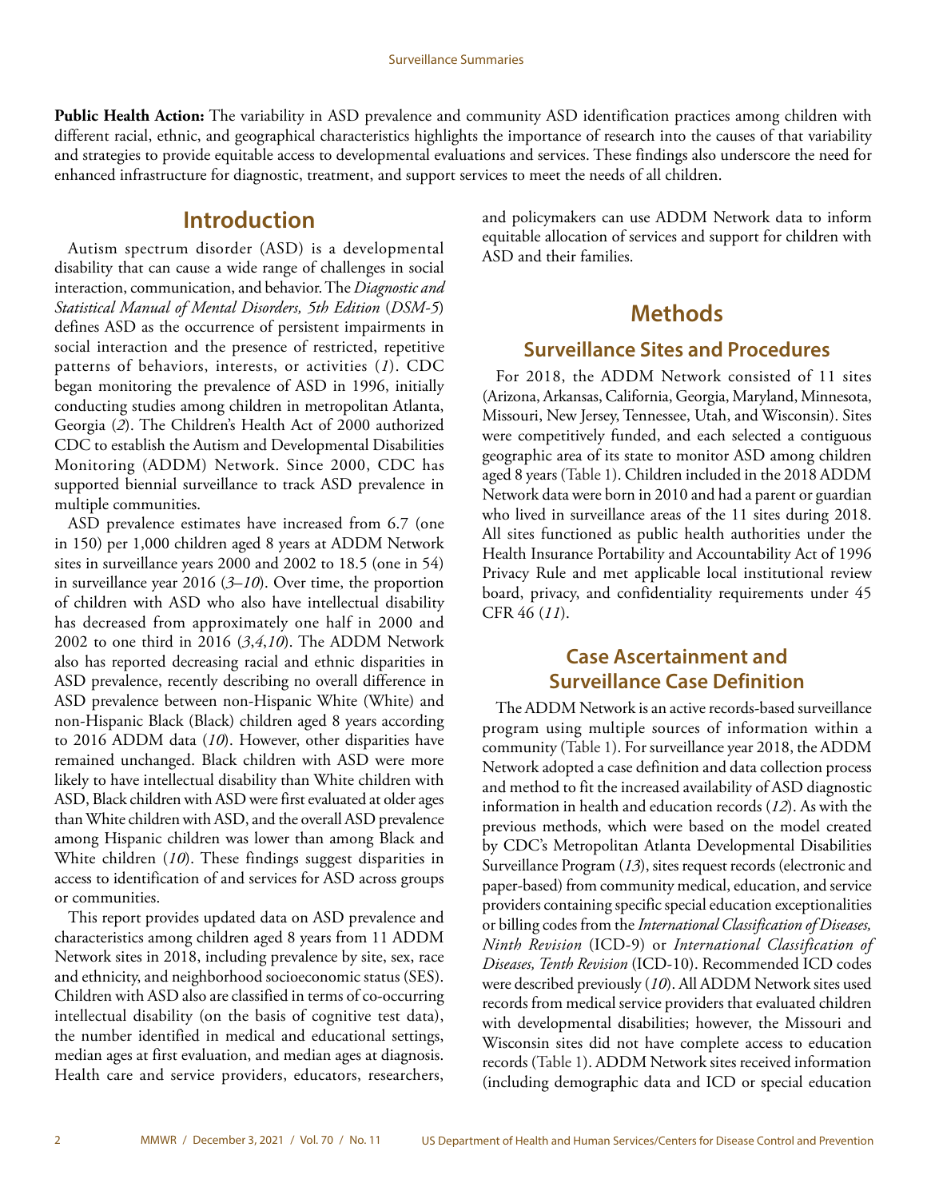**Public Health Action:** The variability in ASD prevalence and community ASD identification practices among children with different racial, ethnic, and geographical characteristics highlights the importance of research into the causes of that variability and strategies to provide equitable access to developmental evaluations and services. These findings also underscore the need for enhanced infrastructure for diagnostic, treatment, and support services to meet the needs of all children.

## Introduction

Autism spectrum disorder (ASD) is a developmental disability that can cause a wide range of challenges in social interaction, communication, and behavior. The *Diagnostic and Statistical Manual of Mental Disorders, 5th Edition* (*DSM-5*) defines ASD as the occurrence of persistent impairments in social interaction and the presence of restricted, repetitive patterns of behaviors, interests, or activities (*1*). CDC began monitoring the prevalence of ASD in 1996, initially conducting studies among children in metropolitan Atlanta, Georgia (*2*). The Children's Health Act of 2000 authorized CDC to establish the Autism and Developmental Disabilities Monitoring (ADDM) Network. Since 2000, CDC has supported biennial surveillance to track ASD prevalence in multiple communities.

ASD prevalence estimates have increased from 6.7 (one in 150) per 1,000 children aged 8 years at ADDM Network sites in surveillance years 2000 and 2002 to 18.5 (one in 54) in surveillance year 2016 (*3–10*). Over time, the proportion of children with ASD who also have intellectual disability has decreased from approximately one half in 2000 and 2002 to one third in 2016 (*3*,*4*,*10*). The ADDM Network also has reported decreasing racial and ethnic disparities in ASD prevalence, recently describing no overall difference in ASD prevalence between non-Hispanic White (White) and non-Hispanic Black (Black) children aged 8 years according to 2016 ADDM data (*10*). However, other disparities have remained unchanged. Black children with ASD were more likely to have intellectual disability than White children with ASD, Black children with ASD were first evaluated at older ages than White children with ASD, and the overall ASD prevalence among Hispanic children was lower than among Black and White children (*10*). These findings suggest disparities in access to identification of and services for ASD across groups or communities.

This report provides updated data on ASD prevalence and characteristics among children aged 8 years from 11 ADDM Network sites in 2018, including prevalence by site, sex, race and ethnicity, and neighborhood socioeconomic status (SES). Children with ASD also are classified in terms of co-occurring intellectual disability (on the basis of cognitive test data), the number identified in medical and educational settings, median ages at first evaluation, and median ages at diagnosis. Health care and service providers, educators, researchers, and policymakers can use ADDM Network data to inform equitable allocation of services and support for children with ASD and their families.

## Methods

### Surveillance Sites and Procedures

For 2018, the ADDM Network consisted of 11 sites (Arizona, Arkansas, California, Georgia, Maryland, Minnesota, Missouri, New Jersey, Tennessee, Utah, and Wisconsin). Sites were competitively funded, and each selected a contiguous geographic area of its state to monitor ASD among children aged 8 years (Table 1). Children included in the 2018 ADDM Network data were born in 2010 and had a parent or guardian who lived in surveillance areas of the 11 sites during 2018. All sites functioned as public health authorities under the Health Insurance Portability and Accountability Act of 1996 Privacy Rule and met applicable local institutional review board, privacy, and confidentiality requirements under 45 CFR 46 (*11*).

### Case Ascertainment and Surveillance Case Definition

The ADDM Network is an active records-based surveillance program using multiple sources of information within a community (Table 1). For surveillance year 2018, the ADDM Network adopted a case definition and data collection process and method to fit the increased availability of ASD diagnostic information in health and education records (*12*). As with the previous methods, which were based on the model created by CDC's Metropolitan Atlanta Developmental Disabilities Surveillance Program (*13*), sites request records (electronic and paper-based) from community medical, education, and service providers containing specific special education exceptionalities or billing codes from the *International Classification of Diseases, Ninth Revision* (ICD-9) or *International Classification of Diseases, Tenth Revision* (ICD-10). Recommended ICD codes were described previously (*10*). All ADDM Network sites used records from medical service providers that evaluated children with developmental disabilities; however, the Missouri and Wisconsin sites did not have complete access to education records (Table 1). ADDM Network sites received information (including demographic data and ICD or special education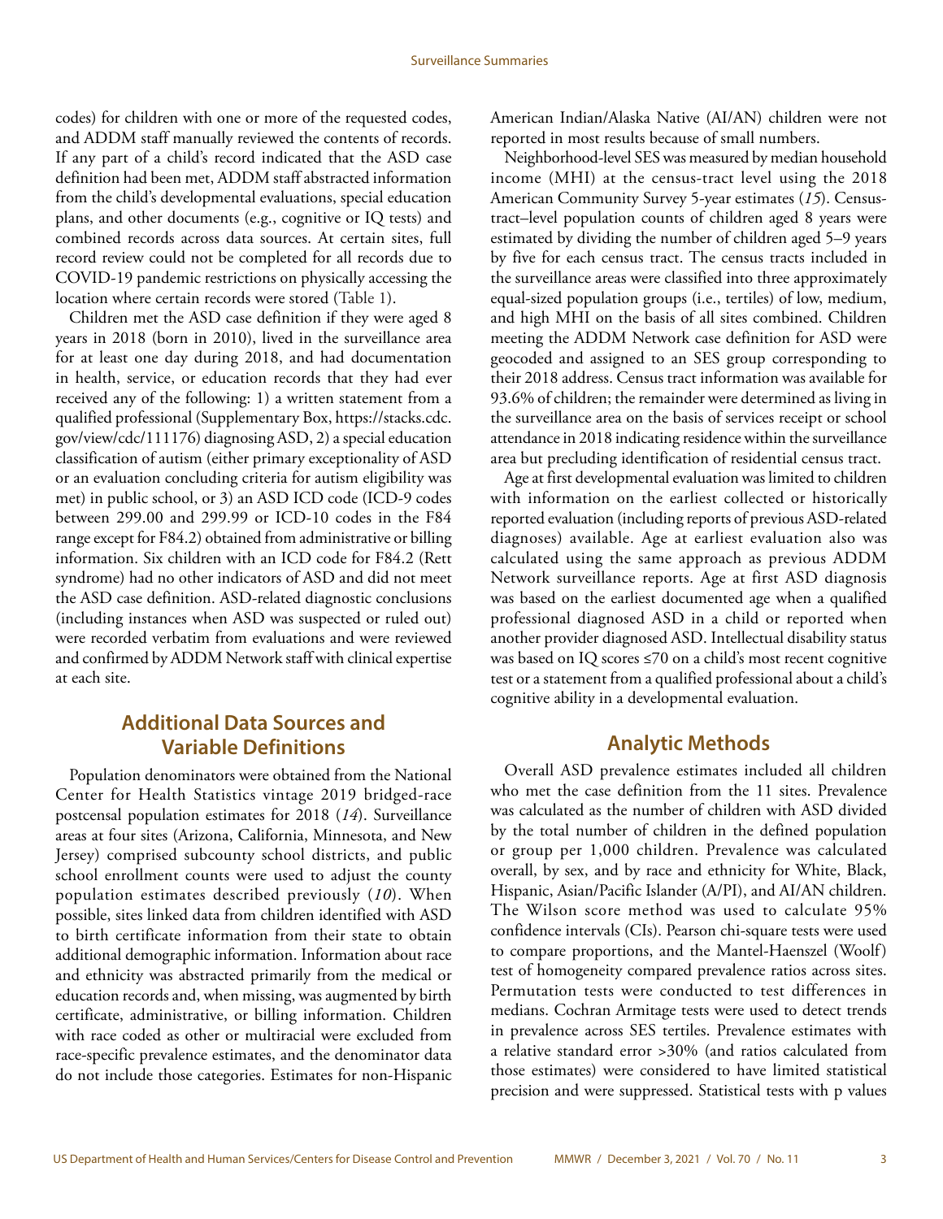codes) for children with one or more of the requested codes, and ADDM staff manually reviewed the contents of records. If any part of a child's record indicated that the ASD case definition had been met, ADDM staff abstracted information from the child's developmental evaluations, special education plans, and other documents (e.g., cognitive or IQ tests) and combined records across data sources. At certain sites, full record review could not be completed for all records due to COVID-19 pandemic restrictions on physically accessing the location where certain records were stored (Table 1).

Children met the ASD case definition if they were aged 8 years in 2018 (born in 2010), lived in the surveillance area for at least one day during 2018, and had documentation in health, service, or education records that they had ever received any of the following: 1) a written statement from a qualified professional (Supplementary Box, https://stacks.cdc.gov/view/cdc/111176) diagnosing ASD, 2) a special education classification of autism (either primary exceptionality of ASD or an evaluation concluding criteria for autism eligibility was met) in public school, or 3) an ASD ICD code (ICD-9 codes between 299.00 and 299.99 or ICD-10 codes in the F84 range except for F84.2) obtained from administrative or billing information. Six children with an ICD code for F84.2 (Rett syndrome) had no other indicators of ASD and did not meet the ASD case definition. ASD-related diagnostic conclusions (including instances when ASD was suspected or ruled out) were recorded verbatim from evaluations and were reviewed and confirmed by ADDM Network staff with clinical expertise at each site.

## Additional Data Sources and Variable Definitions

Population denominators were obtained from the National Center for Health Statistics vintage 2019 bridged-race postcensal population estimates for 2018 (*14*). Surveillance areas at four sites (Arizona, California, Minnesota, and New Jersey) comprised subcounty school districts, and public school enrollment counts were used to adjust the county population estimates described previously (*10*). When possible, sites linked data from children identified with ASD to birth certificate information from their state to obtain additional demographic information. Information about race and ethnicity was abstracted primarily from the medical or education records and, when missing, was augmented by birth certificate, administrative, or billing information. Children with race coded as other or multiracial were excluded from race-specific prevalence estimates, and the denominator data do not include those categories. Estimates for non-Hispanic American Indian/Alaska Native (AI/AN) children were not reported in most results because of small numbers.

Neighborhood-level SES was measured by median household income (MHI) at the census-tract level using the 2018 American Community Survey 5-year estimates (*15*). Census-tract–level population counts of children aged 8 years were estimated by dividing the number of children aged 5–9 years by five for each census tract. The census tracts included in the surveillance areas were classified into three approximately equal-sized population groups (i.e., tertiles) of low, medium, and high MHI on the basis of all sites combined. Children meeting the ADDM Network case definition for ASD were geocoded and assigned to an SES group corresponding to their 2018 address. Census tract information was available for 93.6% of children; the remainder were determined as living in the surveillance area on the basis of services receipt or school attendance in 2018 indicating residence within the surveillance area but precluding identification of residential census tract.

Age at first developmental evaluation was limited to children with information on the earliest collected or historically reported evaluation (including reports of previous ASD-related diagnoses) available. Age at earliest evaluation also was calculated using the same approach as previous ADDM Network surveillance reports. Age at first ASD diagnosis was based on the earliest documented age when a qualified professional diagnosed ASD in a child or reported when another provider diagnosed ASD. Intellectual disability status was based on IQ scores ≤70 on a child's most recent cognitive test or a statement from a qualified professional about a child's cognitive ability in a developmental evaluation.

## Analytic Methods

Overall ASD prevalence estimates included all children who met the case definition from the 11 sites. Prevalence was calculated as the number of children with ASD divided by the total number of children in the defined population or group per 1,000 children. Prevalence was calculated overall, by sex, and by race and ethnicity for White, Black, Hispanic, Asian/Pacific Islander (A/PI), and AI/AN children. The Wilson score method was used to calculate 95% confidence intervals (CIs). Pearson chi-square tests were used to compare proportions, and the Mantel-Haenszel (Woolf) test of homogeneity compared prevalence ratios across sites. Permutation tests were conducted to test differences in medians. Cochran Armitage tests were used to detect trends in prevalence across SES tertiles. Prevalence estimates with a relative standard error >30% (and ratios calculated from those estimates) were considered to have limited statistical precision and were suppressed. Statistical tests with p values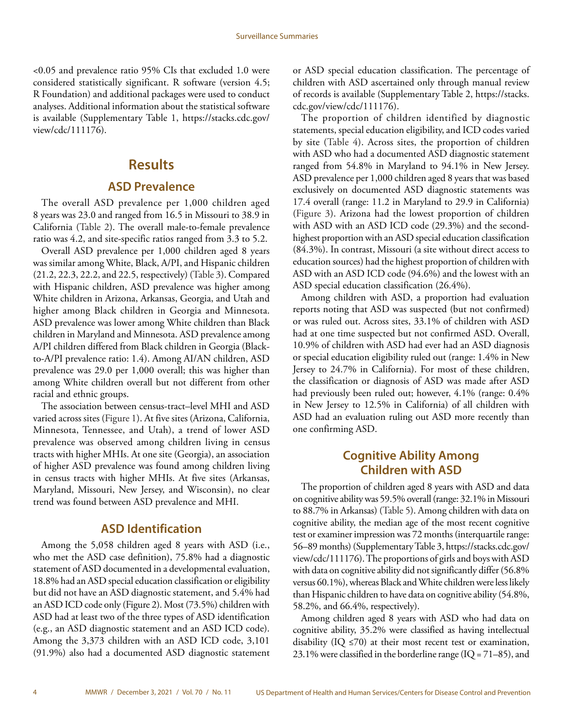<0.05 and prevalence ratio 95% CIs that excluded 1.0 were considered statistically significant. R software (version 4.5; R Foundation) and additional packages were used to conduct analyses. Additional information about the statistical software is available (Supplementary Table 1, https://stacks.cdc.gov/view/cdc/111176).

# Results

## ASD Prevalence

The overall ASD prevalence per 1,000 children aged 8 years was 23.0 and ranged from 16.5 in Missouri to 38.9 in California (Table 2). The overall male-to-female prevalence ratio was 4.2, and site-specific ratios ranged from 3.3 to 5.2.

Overall ASD prevalence per 1,000 children aged 8 years was similar among White, Black, A/PI, and Hispanic children (21.2, 22.3, 22.2, and 22.5, respectively) (Table 3). Compared with Hispanic children, ASD prevalence was higher among White children in Arizona, Arkansas, Georgia, and Utah and higher among Black children in Georgia and Minnesota. ASD prevalence was lower among White children than Black children in Maryland and Minnesota. ASD prevalence among A/PI children differed from Black children in Georgia (Black-to-A/PI prevalence ratio: 1.4). Among AI/AN children, ASD prevalence was 29.0 per 1,000 overall; this was higher than among White children overall but not different from other racial and ethnic groups.

The association between census-tract–level MHI and ASD varied across sites (Figure 1). At five sites (Arizona, California, Minnesota, Tennessee, and Utah), a trend of lower ASD prevalence was observed among children living in census tracts with higher MHIs. At one site (Georgia), an association of higher ASD prevalence was found among children living in census tracts with higher MHIs. At five sites (Arkansas, Maryland, Missouri, New Jersey, and Wisconsin), no clear trend was found between ASD prevalence and MHI.

## ASD Identification

Among the 5,058 children aged 8 years with ASD (i.e., who met the ASD case definition), 75.8% had a diagnostic statement of ASD documented in a developmental evaluation, 18.8% had an ASD special education classification or eligibility but did not have an ASD diagnostic statement, and 5.4% had an ASD ICD code only (Figure 2). Most (73.5%) children with ASD had at least two of the three types of ASD identification (e.g., an ASD diagnostic statement and an ASD ICD code). Among the 3,373 children with an ASD ICD code, 3,101 (91.9%) also had a documented ASD diagnostic statement or ASD special education classification. The percentage of children with ASD ascertained only through manual review of records is available (Supplementary Table 2, https://stacks.cdc.gov/view/cdc/111176).

The proportion of children identified by diagnostic statements, special education eligibility, and ICD codes varied by site (Table 4). Across sites, the proportion of children with ASD who had a documented ASD diagnostic statement ranged from 54.8% in Maryland to 94.1% in New Jersey. ASD prevalence per 1,000 children aged 8 years that was based exclusively on documented ASD diagnostic statements was 17.4 overall (range: 11.2 in Maryland to 29.9 in California) (Figure 3). Arizona had the lowest proportion of children with ASD with an ASD ICD code (29.3%) and the second-highest proportion with an ASD special education classification (84.3%). In contrast, Missouri (a site without direct access to education sources) had the highest proportion of children with ASD with an ASD ICD code (94.6%) and the lowest with an ASD special education classification (26.4%).

Among children with ASD, a proportion had evaluation reports noting that ASD was suspected (but not confirmed) or was ruled out. Across sites, 33.1% of children with ASD had at one time suspected but not confirmed ASD. Overall, 10.9% of children with ASD had ever had an ASD diagnosis or special education eligibility ruled out (range: 1.4% in New Jersey to 24.7% in California). For most of these children, the classification or diagnosis of ASD was made after ASD had previously been ruled out; however, 4.1% (range: 0.4% in New Jersey to 12.5% in California) of all children with ASD had an evaluation ruling out ASD more recently than one confirming ASD.

## Cognitive Ability Among Children with ASD

The proportion of children aged 8 years with ASD and data on cognitive ability was 59.5% overall (range: 32.1% in Missouri to 88.7% in Arkansas) (Table 5). Among children with data on cognitive ability, the median age of the most recent cognitive test or examiner impression was 72 months (interquartile range: 56–89 months) (Supplementary Table 3, https://stacks.cdc.gov/view/cdc/111176). The proportions of girls and boys with ASD with data on cognitive ability did not significantly differ (56.8% versus 60.1%), whereas Black and White children were less likely than Hispanic children to have data on cognitive ability (54.8%, 58.2%, and 66.4%, respectively).

Among children aged 8 years with ASD who had data on cognitive ability, 35.2% were classified as having intellectual disability (IQ ≤70) at their most recent test or examination, 23.1% were classified in the borderline range (IQ = 71–85), and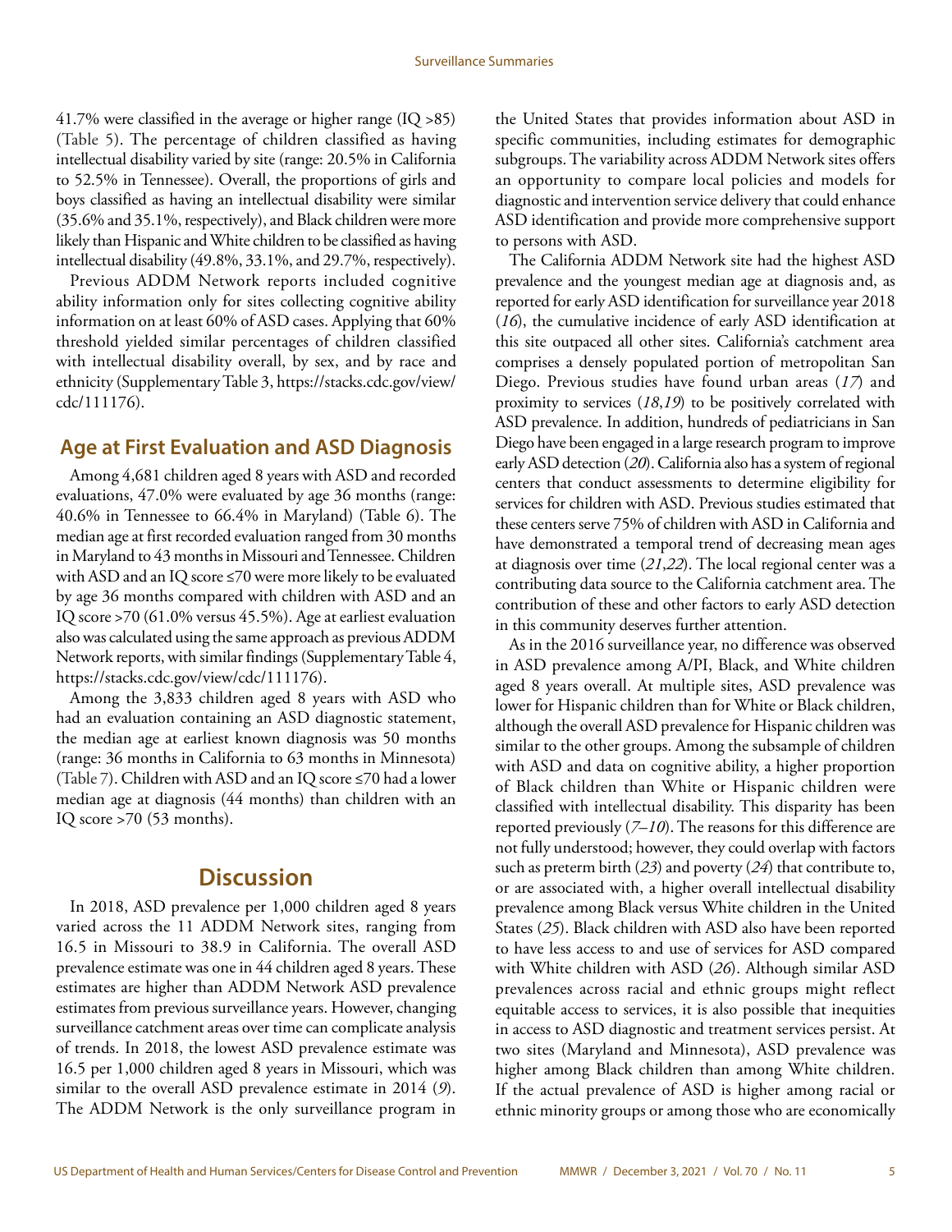41.7% were classified in the average or higher range (IQ >85) (Table 5). The percentage of children classified as having intellectual disability varied by site (range: 20.5% in California to 52.5% in Tennessee). Overall, the proportions of girls and boys classified as having an intellectual disability were similar (35.6% and 35.1%, respectively), and Black children were more likely than Hispanic and White children to be classified as having intellectual disability (49.8%, 33.1%, and 29.7%, respectively).

Previous ADDM Network reports included cognitive ability information only for sites collecting cognitive ability information on at least 60% of ASD cases. Applying that 60% threshold yielded similar percentages of children classified with intellectual disability overall, by sex, and by race and ethnicity (Supplementary Table 3, https://stacks.cdc.gov/view/cdc/111176).

## Age at First Evaluation and ASD Diagnosis

Among 4,681 children aged 8 years with ASD and recorded evaluations, 47.0% were evaluated by age 36 months (range: 40.6% in Tennessee to 66.4% in Maryland) (Table 6). The median age at first recorded evaluation ranged from 30 months in Maryland to 43 months in Missouri and Tennessee. Children with ASD and an IQ score ≤70 were more likely to be evaluated by age 36 months compared with children with ASD and an IQ score >70 (61.0% versus 45.5%). Age at earliest evaluation also was calculated using the same approach as previous ADDM Network reports, with similar findings (Supplementary Table 4, https://stacks.cdc.gov/view/cdc/111176).

Among the 3,833 children aged 8 years with ASD who had an evaluation containing an ASD diagnostic statement, the median age at earliest known diagnosis was 50 months (range: 36 months in California to 63 months in Minnesota) (Table 7). Children with ASD and an IQ score ≤70 had a lower median age at diagnosis (44 months) than children with an IQ score >70 (53 months).

# Discussion

In 2018, ASD prevalence per 1,000 children aged 8 years varied across the 11 ADDM Network sites, ranging from 16.5 in Missouri to 38.9 in California. The overall ASD prevalence estimate was one in 44 children aged 8 years. These estimates are higher than ADDM Network ASD prevalence estimates from previous surveillance years. However, changing surveillance catchment areas over time can complicate analysis of trends. In 2018, the lowest ASD prevalence estimate was 16.5 per 1,000 children aged 8 years in Missouri, which was similar to the overall ASD prevalence estimate in 2014 (*9*). The ADDM Network is the only surveillance program in the United States that provides information about ASD in specific communities, including estimates for demographic subgroups. The variability across ADDM Network sites offers an opportunity to compare local policies and models for diagnostic and intervention service delivery that could enhance ASD identification and provide more comprehensive support to persons with ASD.

The California ADDM Network site had the highest ASD prevalence and the youngest median age at diagnosis and, as reported for early ASD identification for surveillance year 2018 (*16*), the cumulative incidence of early ASD identification at this site outpaced all other sites. California's catchment area comprises a densely populated portion of metropolitan San Diego. Previous studies have found urban areas (*17*) and proximity to services (*18*,*19*) to be positively correlated with ASD prevalence. In addition, hundreds of pediatricians in San Diego have been engaged in a large research program to improve early ASD detection (*20*). California also has a system of regional centers that conduct assessments to determine eligibility for services for children with ASD. Previous studies estimated that these centers serve 75% of children with ASD in California and have demonstrated a temporal trend of decreasing mean ages at diagnosis over time (*21*,*22*). The local regional center was a contributing data source to the California catchment area. The contribution of these and other factors to early ASD detection in this community deserves further attention.

As in the 2016 surveillance year, no difference was observed in ASD prevalence among A/PI, Black, and White children aged 8 years overall. At multiple sites, ASD prevalence was lower for Hispanic children than for White or Black children, although the overall ASD prevalence for Hispanic children was similar to the other groups. Among the subsample of children with ASD and data on cognitive ability, a higher proportion of Black children than White or Hispanic children were classified with intellectual disability. This disparity has been reported previously (*7*–*10*). The reasons for this difference are not fully understood; however, they could overlap with factors such as preterm birth (*23*) and poverty (*24*) that contribute to, or are associated with, a higher overall intellectual disability prevalence among Black versus White children in the United States (*25*). Black children with ASD also have been reported to have less access to and use of services for ASD compared with White children with ASD (*26*). Although similar ASD prevalences across racial and ethnic groups might reflect equitable access to services, it is also possible that inequities in access to ASD diagnostic and treatment services persist. At two sites (Maryland and Minnesota), ASD prevalence was higher among Black children than among White children. If the actual prevalence of ASD is higher among racial or ethnic minority groups or among those who are economically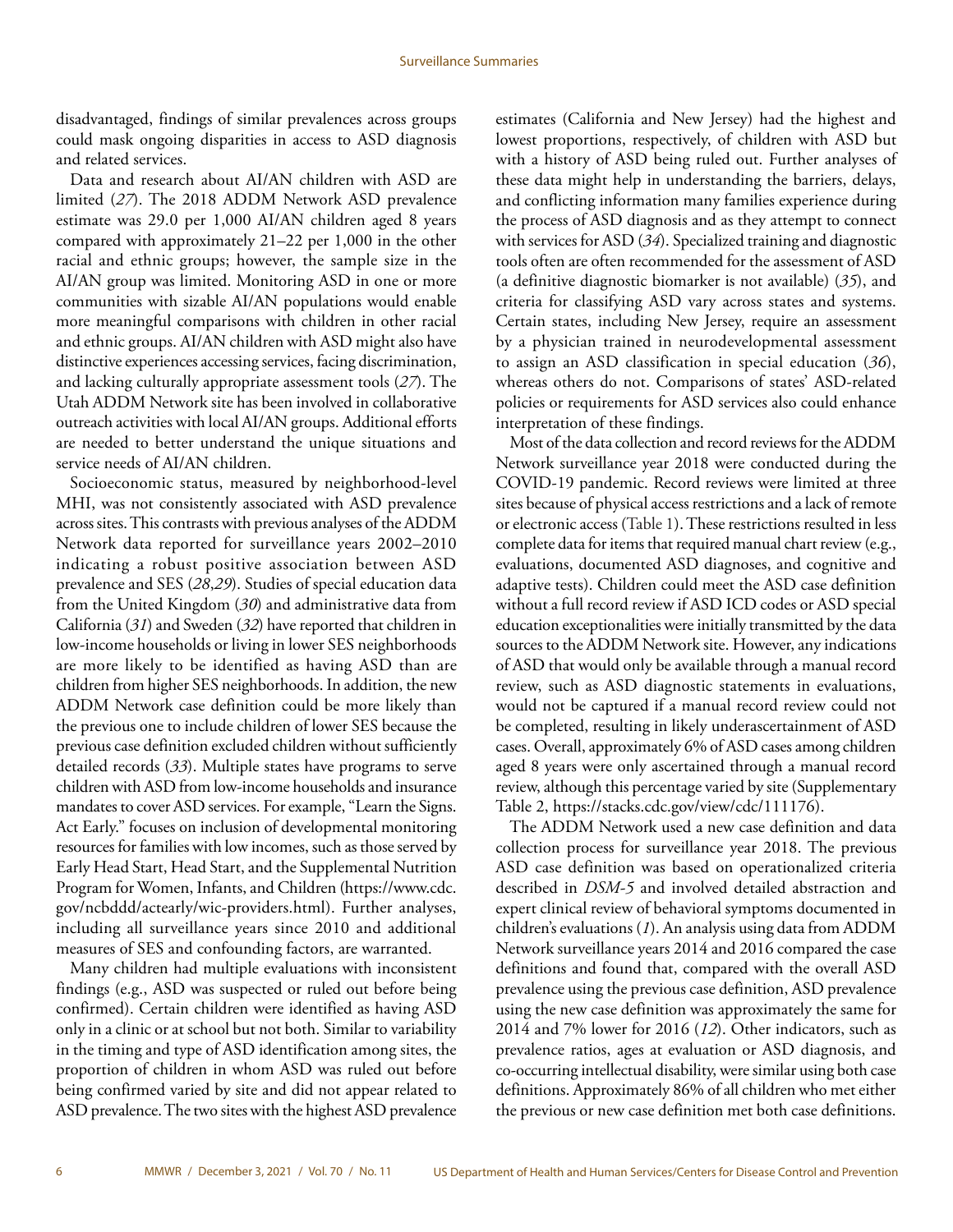disadvantaged, findings of similar prevalences across groups could mask ongoing disparities in access to ASD diagnosis and related services.

Data and research about AI/AN children with ASD are limited (*27*). The 2018 ADDM Network ASD prevalence estimate was 29.0 per 1,000 AI/AN children aged 8 years compared with approximately 21–22 per 1,000 in the other racial and ethnic groups; however, the sample size in the AI/AN group was limited. Monitoring ASD in one or more communities with sizable AI/AN populations would enable more meaningful comparisons with children in other racial and ethnic groups. AI/AN children with ASD might also have distinctive experiences accessing services, facing discrimination, and lacking culturally appropriate assessment tools (*27*). The Utah ADDM Network site has been involved in collaborative outreach activities with local AI/AN groups. Additional efforts are needed to better understand the unique situations and service needs of AI/AN children.

Socioeconomic status, measured by neighborhood-level MHI, was not consistently associated with ASD prevalence across sites. This contrasts with previous analyses of the ADDM Network data reported for surveillance years 2002–2010 indicating a robust positive association between ASD prevalence and SES (*28*,*29*). Studies of special education data from the United Kingdom (*30*) and administrative data from California (*31*) and Sweden (*32*) have reported that children in low-income households or living in lower SES neighborhoods are more likely to be identified as having ASD than are children from higher SES neighborhoods. In addition, the new ADDM Network case definition could be more likely than the previous one to include children of lower SES because the previous case definition excluded children without sufficiently detailed records (*33*). Multiple states have programs to serve children with ASD from low-income households and insurance mandates to cover ASD services. For example, "Learn the Signs. Act Early." focuses on inclusion of developmental monitoring resources for families with low incomes, such as those served by Early Head Start, Head Start, and the Supplemental Nutrition Program for Women, Infants, and Children (https://www.cdc.gov/ncbddd/actearly/wic-providers.html). Further analyses, including all surveillance years since 2010 and additional measures of SES and confounding factors, are warranted.

Many children had multiple evaluations with inconsistent findings (e.g., ASD was suspected or ruled out before being confirmed). Certain children were identified as having ASD only in a clinic or at school but not both. Similar to variability in the timing and type of ASD identification among sites, the proportion of children in whom ASD was ruled out before being confirmed varied by site and did not appear related to ASD prevalence. The two sites with the highest ASD prevalence estimates (California and New Jersey) had the highest and lowest proportions, respectively, of children with ASD but with a history of ASD being ruled out. Further analyses of these data might help in understanding the barriers, delays, and conflicting information many families experience during the process of ASD diagnosis and as they attempt to connect with services for ASD (*34*). Specialized training and diagnostic tools often are often recommended for the assessment of ASD (a definitive diagnostic biomarker is not available) (*35*), and criteria for classifying ASD vary across states and systems. Certain states, including New Jersey, require an assessment by a physician trained in neurodevelopmental assessment to assign an ASD classification in special education (*36*), whereas others do not. Comparisons of states' ASD-related policies or requirements for ASD services also could enhance interpretation of these findings.

Most of the data collection and record reviews for the ADDM Network surveillance year 2018 were conducted during the COVID-19 pandemic. Record reviews were limited at three sites because of physical access restrictions and a lack of remote or electronic access (Table 1). These restrictions resulted in less complete data for items that required manual chart review (e.g., evaluations, documented ASD diagnoses, and cognitive and adaptive tests). Children could meet the ASD case definition without a full record review if ASD ICD codes or ASD special education exceptionalities were initially transmitted by the data sources to the ADDM Network site. However, any indications of ASD that would only be available through a manual record review, such as ASD diagnostic statements in evaluations, would not be captured if a manual record review could not be completed, resulting in likely underascertainment of ASD cases. Overall, approximately 6% of ASD cases among children aged 8 years were only ascertained through a manual record review, although this percentage varied by site (Supplementary Table 2, https://stacks.cdc.gov/view/cdc/111176).

The ADDM Network used a new case definition and data collection process for surveillance year 2018. The previous ASD case definition was based on operationalized criteria described in *DSM-5* and involved detailed abstraction and expert clinical review of behavioral symptoms documented in children's evaluations (*1*). An analysis using data from ADDM Network surveillance years 2014 and 2016 compared the case definitions and found that, compared with the overall ASD prevalence using the previous case definition, ASD prevalence using the new case definition was approximately the same for 2014 and 7% lower for 2016 (*12*). Other indicators, such as prevalence ratios, ages at evaluation or ASD diagnosis, and co-occurring intellectual disability, were similar using both case definitions. Approximately 86% of all children who met either the previous or new case definition met both case definitions.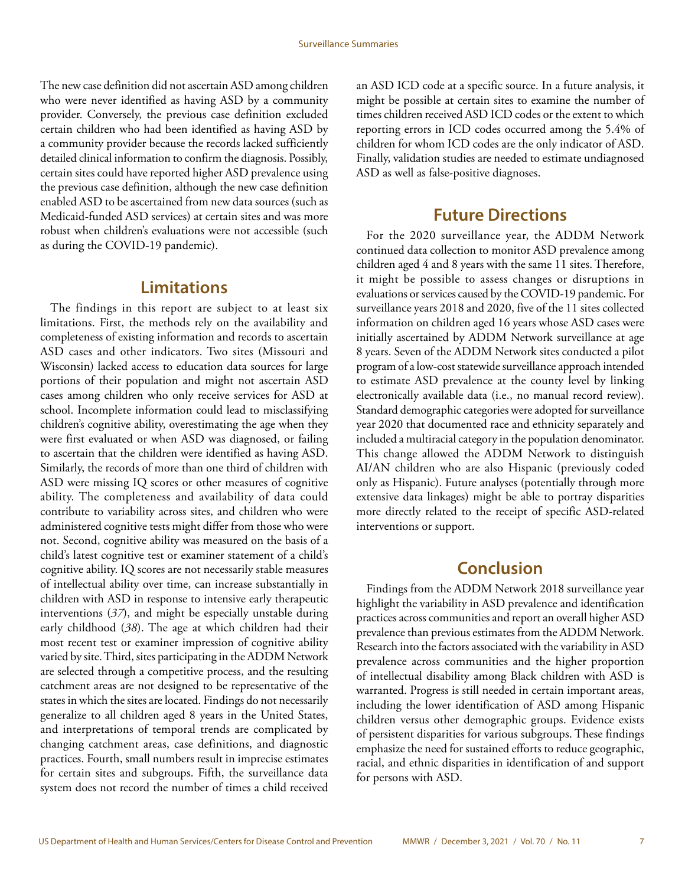The new case definition did not ascertain ASD among children who were never identified as having ASD by a community provider. Conversely, the previous case definition excluded certain children who had been identified as having ASD by a community provider because the records lacked sufficiently detailed clinical information to confirm the diagnosis. Possibly, certain sites could have reported higher ASD prevalence using the previous case definition, although the new case definition enabled ASD to be ascertained from new data sources (such as Medicaid-funded ASD services) at certain sites and was more robust when children's evaluations were not accessible (such as during the COVID-19 pandemic).

## Limitations

The findings in this report are subject to at least six limitations. First, the methods rely on the availability and completeness of existing information and records to ascertain ASD cases and other indicators. Two sites (Missouri and Wisconsin) lacked access to education data sources for large portions of their population and might not ascertain ASD cases among children who only receive services for ASD at school. Incomplete information could lead to misclassifying children's cognitive ability, overestimating the age when they were first evaluated or when ASD was diagnosed, or failing to ascertain that the children were identified as having ASD. Similarly, the records of more than one third of children with ASD were missing IQ scores or other measures of cognitive ability. The completeness and availability of data could contribute to variability across sites, and children who were administered cognitive tests might differ from those who were not. Second, cognitive ability was measured on the basis of a child's latest cognitive test or examiner statement of a child's cognitive ability. IQ scores are not necessarily stable measures of intellectual ability over time, can increase substantially in children with ASD in response to intensive early therapeutic interventions (*37*), and might be especially unstable during early childhood (*38*). The age at which children had their most recent test or examiner impression of cognitive ability varied by site. Third, sites participating in the ADDM Network are selected through a competitive process, and the resulting catchment areas are not designed to be representative of the states in which the sites are located. Findings do not necessarily generalize to all children aged 8 years in the United States, and interpretations of temporal trends are complicated by changing catchment areas, case definitions, and diagnostic practices. Fourth, small numbers result in imprecise estimates for certain sites and subgroups. Fifth, the surveillance data system does not record the number of times a child received an ASD ICD code at a specific source. In a future analysis, it might be possible at certain sites to examine the number of times children received ASD ICD codes or the extent to which reporting errors in ICD codes occurred among the 5.4% of children for whom ICD codes are the only indicator of ASD. Finally, validation studies are needed to estimate undiagnosed ASD as well as false-positive diagnoses.

## Future Directions

For the 2020 surveillance year, the ADDM Network continued data collection to monitor ASD prevalence among children aged 4 and 8 years with the same 11 sites. Therefore, it might be possible to assess changes or disruptions in evaluations or services caused by the COVID-19 pandemic. For surveillance years 2018 and 2020, five of the 11 sites collected information on children aged 16 years whose ASD cases were initially ascertained by ADDM Network surveillance at age 8 years. Seven of the ADDM Network sites conducted a pilot program of a low-cost statewide surveillance approach intended to estimate ASD prevalence at the county level by linking electronically available data (i.e., no manual record review). Standard demographic categories were adopted for surveillance year 2020 that documented race and ethnicity separately and included a multiracial category in the population denominator. This change allowed the ADDM Network to distinguish AI/AN children who are also Hispanic (previously coded only as Hispanic). Future analyses (potentially through more extensive data linkages) might be able to portray disparities more directly related to the receipt of specific ASD-related interventions or support.

## Conclusion

Findings from the ADDM Network 2018 surveillance year highlight the variability in ASD prevalence and identification practices across communities and report an overall higher ASD prevalence than previous estimates from the ADDM Network. Research into the factors associated with the variability in ASD prevalence across communities and the higher proportion of intellectual disability among Black children with ASD is warranted. Progress is still needed in certain important areas, including the lower identification of ASD among Hispanic children versus other demographic groups. Evidence exists of persistent disparities for various subgroups. These findings emphasize the need for sustained efforts to reduce geographic, racial, and ethnic disparities in identification of and support for persons with ASD.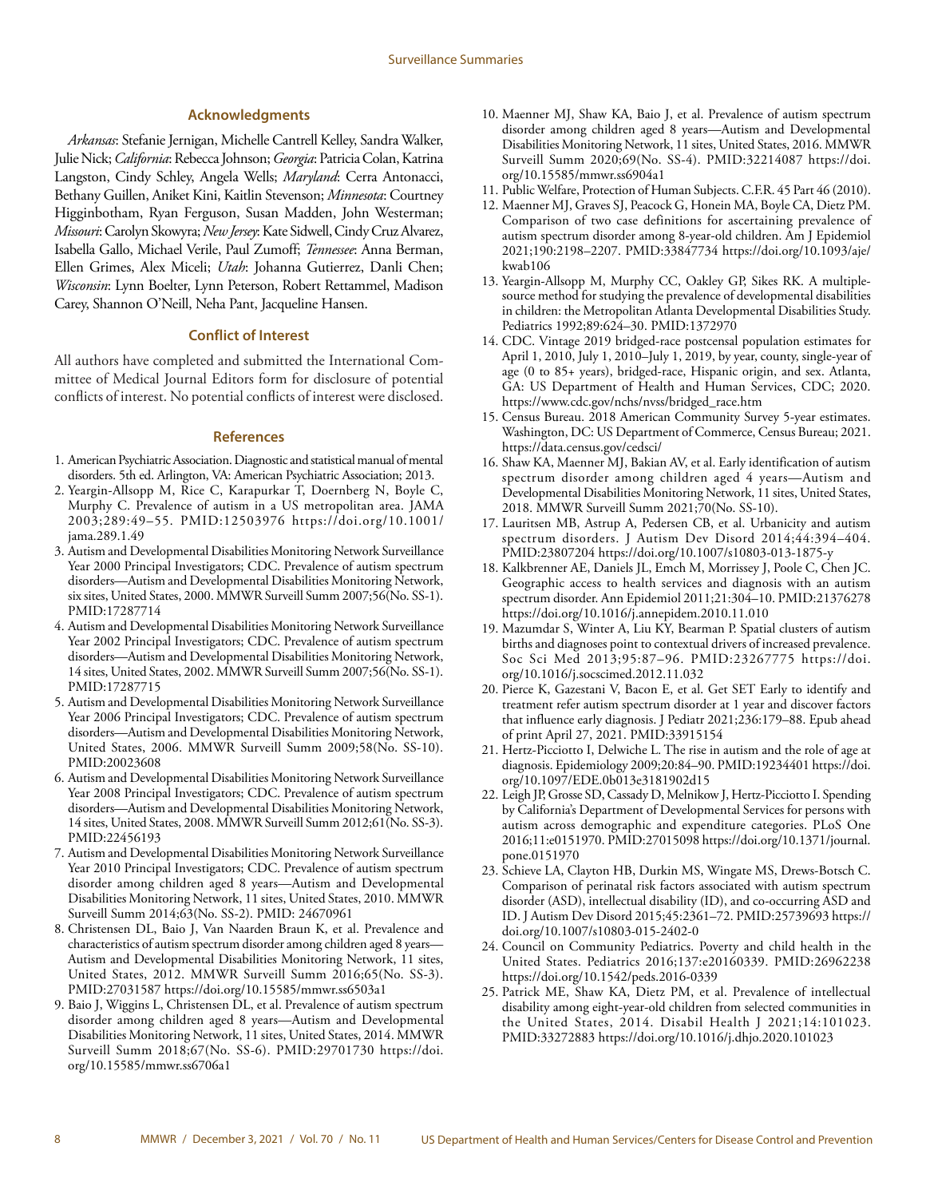## Acknowledgments

*Arkansas*: Stefanie Jernigan, Michelle Cantrell Kelley, Sandra Walker, Julie Nick; *California*: Rebecca Johnson; *Georgia*: Patricia Colan, Katrina Langston, Cindy Schley, Angela Wells; *Maryland*: Cerra Antonacci, Bethany Guillen, Aniket Kini, Kaitlin Stevenson; *Minnesota*: Courtney Higginbotham, Ryan Ferguson, Susan Madden, John Westerman; *Missouri*: Carolyn Skowyra; *New Jersey*: Kate Sidwell, Cindy Cruz Alvarez, Isabella Gallo, Michael Verile, Paul Zumoff; *Tennessee*: Anna Berman, Ellen Grimes, Alex Miceli; *Utah*: Johanna Gutierrez, Danli Chen; *Wisconsin*: Lynn Boelter, Lynn Peterson, Robert Rettammel, Madison Carey, Shannon O'Neill, Neha Pant, Jacqueline Hansen.

## Conflict of Interest

All authors have completed and submitted the International Committee of Medical Journal Editors form for disclosure of potential conflicts of interest. No potential conflicts of interest were disclosed.

## References

1. American Psychiatric Association. Diagnostic and statistical manual of mental disorders. 5th ed. Arlington, VA: American Psychiatric Association; 2013.
2. Yeargin-Allsopp M, Rice C, Karapurkar T, Doernberg N, Boyle C, Murphy C. Prevalence of autism in a US metropolitan area. JAMA 2003;289:49–55. PMID:12503976 https://doi.org/10.1001/jama.289.1.49
3. Autism and Developmental Disabilities Monitoring Network Surveillance Year 2000 Principal Investigators; CDC. Prevalence of autism spectrum disorders—Autism and Developmental Disabilities Monitoring Network, six sites, United States, 2000. MMWR Surveill Summ 2007;56(No. SS-1). PMID:17287714
4. Autism and Developmental Disabilities Monitoring Network Surveillance Year 2002 Principal Investigators; CDC. Prevalence of autism spectrum disorders—Autism and Developmental Disabilities Monitoring Network, 14 sites, United States, 2002. MMWR Surveill Summ 2007;56(No. SS-1). PMID:17287715
5. Autism and Developmental Disabilities Monitoring Network Surveillance Year 2006 Principal Investigators; CDC. Prevalence of autism spectrum disorders—Autism and Developmental Disabilities Monitoring Network, United States, 2006. MMWR Surveill Summ 2009;58(No. SS-10). PMID:20023608
6. Autism and Developmental Disabilities Monitoring Network Surveillance Year 2008 Principal Investigators; CDC. Prevalence of autism spectrum disorders—Autism and Developmental Disabilities Monitoring Network, 14 sites, United States, 2008. MMWR Surveill Summ 2012;61(No. SS-3). PMID:22456193
7. Autism and Developmental Disabilities Monitoring Network Surveillance Year 2010 Principal Investigators; CDC. Prevalence of autism spectrum disorder among children aged 8 years—Autism and Developmental Disabilities Monitoring Network, 11 sites, United States, 2010. MMWR Surveill Summ 2014;63(No. SS-2). PMID: 24670961
8. Christensen DL, Baio J, Van Naarden Braun K, et al. Prevalence and characteristics of autism spectrum disorder among children aged 8 years—Autism and Developmental Disabilities Monitoring Network, 11 sites, United States, 2012. MMWR Surveill Summ 2016;65(No. SS-3). PMID:27031587 https://doi.org/10.15585/mmwr.ss6503a1
9. Baio J, Wiggins L, Christensen DL, et al. Prevalence of autism spectrum disorder among children aged 8 years—Autism and Developmental Disabilities Monitoring Network, 11 sites, United States, 2014. MMWR Surveill Summ 2018;67(No. SS-6). PMID:29701730 https://doi.org/10.15585/mmwr.ss6706a1
10. Maenner MJ, Shaw KA, Baio J, et al. Prevalence of autism spectrum disorder among children aged 8 years—Autism and Developmental Disabilities Monitoring Network, 11 sites, United States, 2016. MMWR Surveill Summ 2020;69(No. SS-4). PMID:32214087 https://doi.org/10.15585/mmwr.ss6904a1
11. Public Welfare, Protection of Human Subjects. C.F.R. 45 Part 46 (2010).
12. Maenner MJ, Graves SJ, Peacock G, Honein MA, Boyle CA, Dietz PM. Comparison of two case definitions for ascertaining prevalence of autism spectrum disorder among 8-year-old children. Am J Epidemiol 2021;190:2198–2207. PMID:33847734 https://doi.org/10.1093/aje/kwab106
13. Yeargin-Allsopp M, Murphy CC, Oakley GP, Sikes RK. A multiple-source method for studying the prevalence of developmental disabilities in children: the Metropolitan Atlanta Developmental Disabilities Study. Pediatrics 1992;89:624–30. PMID:1372970
14. CDC. Vintage 2019 bridged-race postcensal population estimates for April 1, 2010, July 1, 2010–July 1, 2019, by year, county, single-year of age (0 to 85+ years), bridged-race, Hispanic origin, and sex. Atlanta, GA: US Department of Health and Human Services, CDC; 2020. https://www.cdc.gov/nchs/nvss/bridged_race.htm
15. Census Bureau. 2018 American Community Survey 5-year estimates. Washington, DC: US Department of Commerce, Census Bureau; 2021. https://data.census.gov/cedsci/
16. Shaw KA, Maenner MJ, Bakian AV, et al. Early identification of autism spectrum disorder among children aged 4 years—Autism and Developmental Disabilities Monitoring Network, 11 sites, United States, 2018. MMWR Surveill Summ 2021;70(No. SS-10).
17. Lauritsen MB, Astrup A, Pedersen CB, et al. Urbanicity and autism spectrum disorders. J Autism Dev Disord 2014;44:394–404. PMID:23807204 https://doi.org/10.1007/s10803-013-1875-y
18. Kalkbrenner AE, Daniels JL, Emch M, Morrissey J, Poole C, Chen JC. Geographic access to health services and diagnosis with an autism spectrum disorder. Ann Epidemiol 2011;21:304–10. PMID:21376278 https://doi.org/10.1016/j.annepidem.2010.11.010
19. Mazumdar S, Winter A, Liu KY, Bearman P. Spatial clusters of autism births and diagnoses point to contextual drivers of increased prevalence. Soc Sci Med 2013;95:87–96. PMID:23267775 https://doi.org/10.1016/j.socscimed.2012.11.032
20. Pierce K, Gazestani V, Bacon E, et al. Get SET Early to identify and treatment refer autism spectrum disorder at 1 year and discover factors that influence early diagnosis. J Pediatr 2021;236:179–88. Epub ahead of print April 27, 2021. PMID:33915154
21. Hertz-Picciotto I, Delwiche L. The rise in autism and the role of age at diagnosis. Epidemiology 2009;20:84–90. PMID:19234401 https://doi.org/10.1097/EDE.0b013e3181902d15
22. Leigh JP, Grosse SD, Cassady D, Melnikow J, Hertz-Picciotto I. Spending by California's Department of Developmental Services for persons with autism across demographic and expenditure categories. PLoS One 2016;11:e0151970. PMID:27015098 https://doi.org/10.1371/journal.pone.0151970
23. Schieve LA, Clayton HB, Durkin MS, Wingate MS, Drews-Botsch C. Comparison of perinatal risk factors associated with autism spectrum disorder (ASD), intellectual disability (ID), and co-occurring ASD and ID. J Autism Dev Disord 2015;45:2361–72. PMID:25739693 https://doi.org/10.1007/s10803-015-2402-0
24. Council on Community Pediatrics. Poverty and child health in the United States. Pediatrics 2016;137:e20160339. PMID:26962238 https://doi.org/10.1542/peds.2016-0339
25. Patrick ME, Shaw KA, Dietz PM, et al. Prevalence of intellectual disability among eight-year-old children from selected communities in the United States, 2014. Disabil Health J 2021;14:101023. PMID:33272883 https://doi.org/10.1016/j.dhjo.2020.101023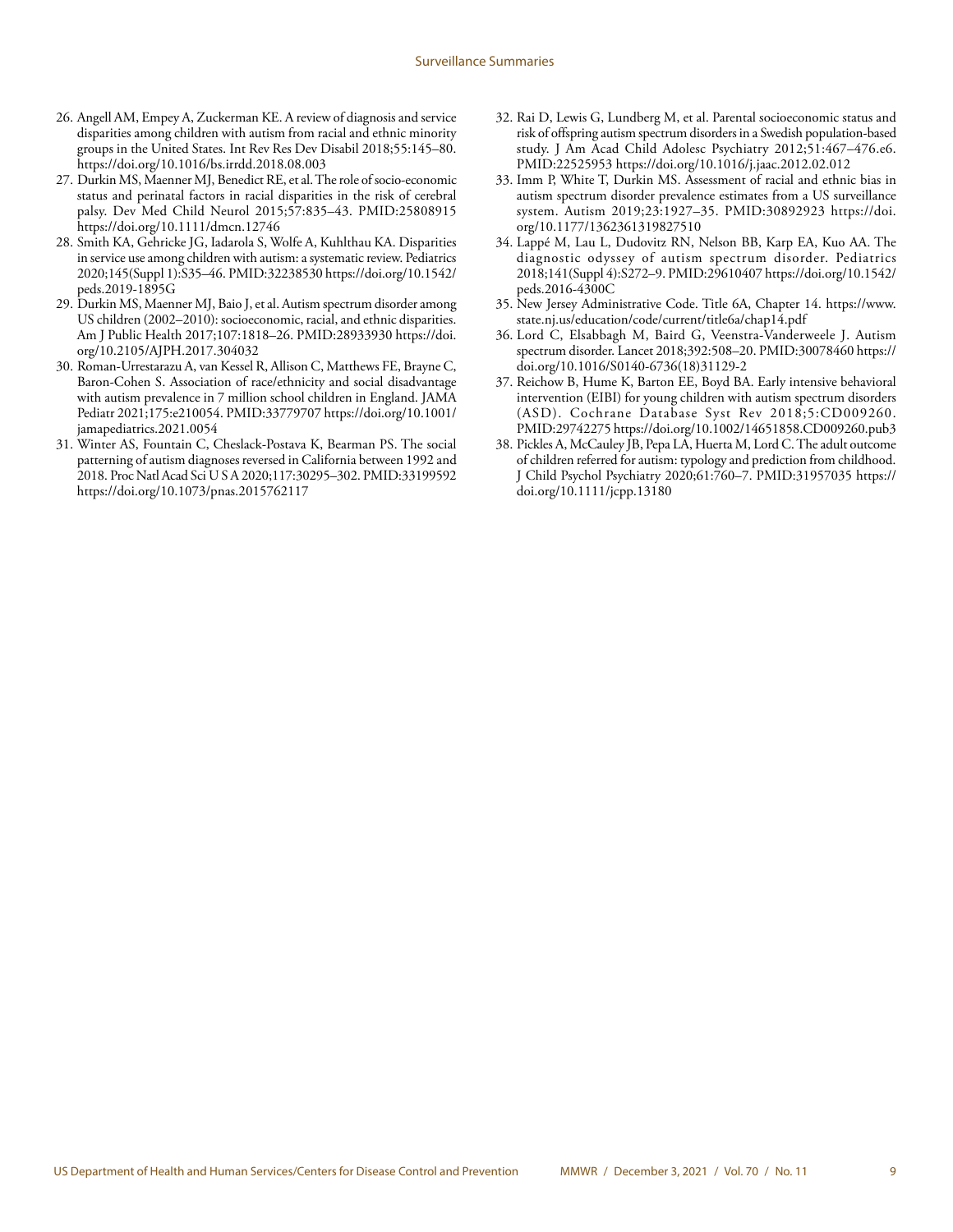26. Angell AM, Empey A, Zuckerman KE. A review of diagnosis and service disparities among children with autism from racial and ethnic minority groups in the United States. Int Rev Res Dev Disabil 2018;55:145–80. https://doi.org/10.1016/bs.irrdd.2018.08.003
27. Durkin MS, Maenner MJ, Benedict RE, et al. The role of socio-economic status and perinatal factors in racial disparities in the risk of cerebral palsy. Dev Med Child Neurol 2015;57:835–43. PMID:25808915 https://doi.org/10.1111/dmcn.12746
28. Smith KA, Gehricke JG, Iadarola S, Wolfe A, Kuhlthau KA. Disparities in service use among children with autism: a systematic review. Pediatrics 2020;145(Suppl 1):S35–46. PMID:32238530 https://doi.org/10.1542/peds.2019-1895G
29. Durkin MS, Maenner MJ, Baio J, et al. Autism spectrum disorder among US children (2002–2010): socioeconomic, racial, and ethnic disparities. Am J Public Health 2017;107:1818–26. PMID:28933930 https://doi.org/10.2105/AJPH.2017.304032
30. Roman-Urrestarazu A, van Kessel R, Allison C, Matthews FE, Brayne C, Baron-Cohen S. Association of race/ethnicity and social disadvantage with autism prevalence in 7 million school children in England. JAMA Pediatr 2021;175:e210054. PMID:33779707 https://doi.org/10.1001/jamapediatrics.2021.0054
31. Winter AS, Fountain C, Cheslack-Postava K, Bearman PS. The social patterning of autism diagnoses reversed in California between 1992 and 2018. Proc Natl Acad Sci U S A 2020;117:30295–302. PMID:33199592 https://doi.org/10.1073/pnas.2015762117
32. Rai D, Lewis G, Lundberg M, et al. Parental socioeconomic status and risk of offspring autism spectrum disorders in a Swedish population-based study. J Am Acad Child Adolesc Psychiatry 2012;51:467–476.e6. PMID:22525953 https://doi.org/10.1016/j.jaac.2012.02.012
33. Imm P, White T, Durkin MS. Assessment of racial and ethnic bias in autism spectrum disorder prevalence estimates from a US surveillance system. Autism 2019;23:1927–35. PMID:30892923 https://doi.org/10.1177/1362361319827510
34. Lappé M, Lau L, Dudovitz RN, Nelson BB, Karp EA, Kuo AA. The diagnostic odyssey of autism spectrum disorder. Pediatrics 2018;141(Suppl 4):S272–9. PMID:29610407 https://doi.org/10.1542/peds.2016-4300C
35. New Jersey Administrative Code. Title 6A, Chapter 14. https://www.state.nj.us/education/code/current/title6a/chap14.pdf
36. Lord C, Elsabbagh M, Baird G, Veenstra-Vanderweele J. Autism spectrum disorder. Lancet 2018;392:508–20. PMID:30078460 https://doi.org/10.1016/S0140-6736(18)31129-2
37. Reichow B, Hume K, Barton EE, Boyd BA. Early intensive behavioral intervention (EIBI) for young children with autism spectrum disorders (ASD). Cochrane Database Syst Rev 2018;5:CD009260. PMID:29742275 https://doi.org/10.1002/14651858.CD009260.pub3
38. Pickles A, McCauley JB, Pepa LA, Huerta M, Lord C. The adult outcome of children referred for autism: typology and prediction from childhood. J Child Psychol Psychiatry 2020;61:760–7. PMID:31957035 https://doi.org/10.1111/jcpp.13180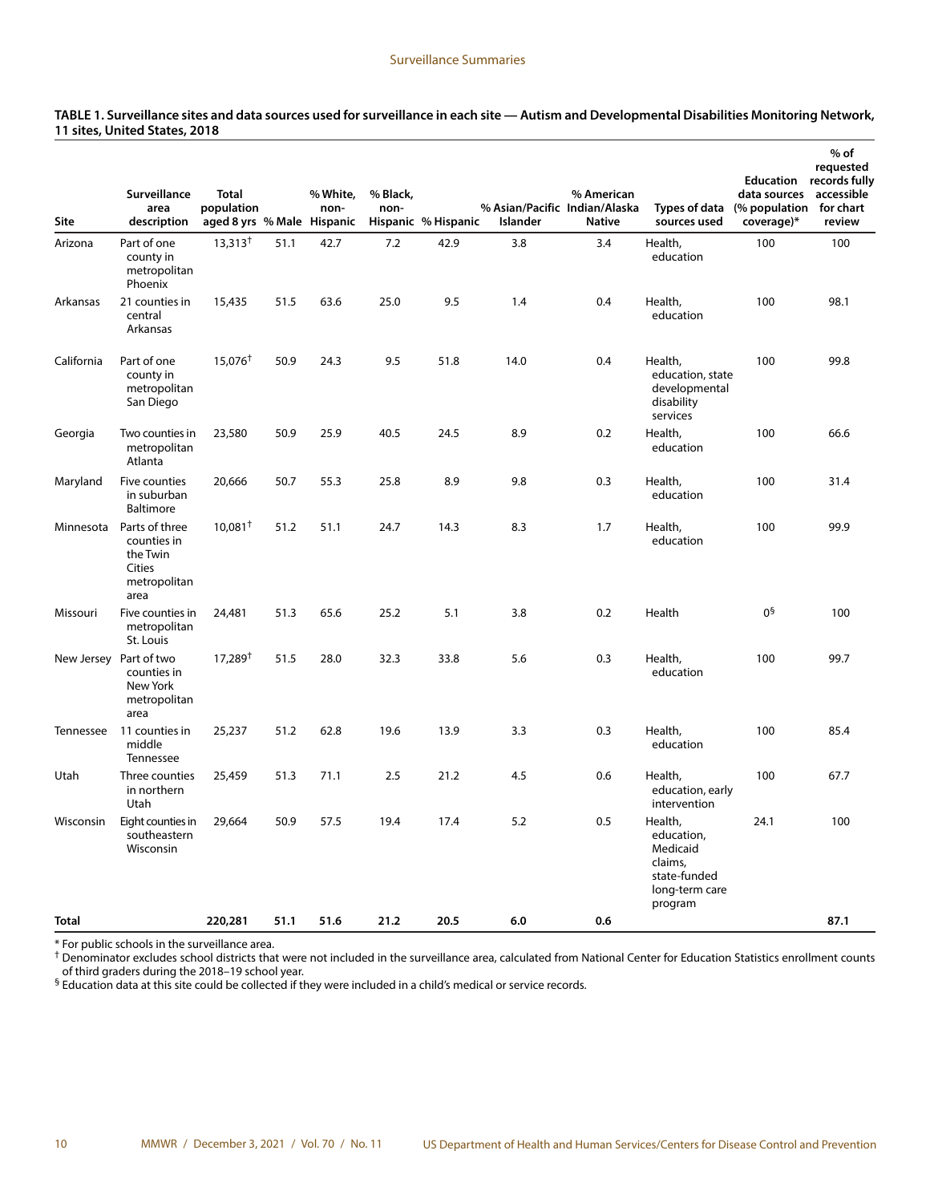**TABLE 1. Surveillance sites and data sources used for surveillance in each site — Autism and Developmental Disabilities Monitoring Network, 11 sites, United States, 2018**

| Site | Surveillance area description | Total population aged 8 yrs | % Male | % White, non-Hispanic | % Black, non-Hispanic | % Hispanic | % Asian/Pacific Islander | % American Indian/Alaska Native | Types of data sources used | Education data sources (% population coverage)* | % of requested records fully accessible for chart review |
|---|---|---|---|---|---|---|---|---|---|---|---|
| Arizona | Part of one county in metropolitan Phoenix | 13,313† | 51.1 | 42.7 | 7.2 | 42.9 | 3.8 | 3.4 | Health, education | 100 | 100 |
| Arkansas | 21 counties in central Arkansas | 15,435 | 51.5 | 63.6 | 25.0 | 9.5 | 1.4 | 0.4 | Health, education | 100 | 98.1 |
| California | Part of one county in metropolitan San Diego | 15,076† | 50.9 | 24.3 | 9.5 | 51.8 | 14.0 | 0.4 | Health, education, state developmental disability services | 100 | 99.8 |
| Georgia | Two counties in metropolitan Atlanta | 23,580 | 50.9 | 25.9 | 40.5 | 24.5 | 8.9 | 0.2 | Health, education | 100 | 66.6 |
| Maryland | Five counties in suburban Baltimore | 20,666 | 50.7 | 55.3 | 25.8 | 8.9 | 9.8 | 0.3 | Health, education | 100 | 31.4 |
| Minnesota | Parts of three counties in the Twin Cities metropolitan area | 10,081† | 51.2 | 51.1 | 24.7 | 14.3 | 8.3 | 1.7 | Health, education | 100 | 99.9 |
| Missouri | Five counties in metropolitan St. Louis | 24,481 | 51.3 | 65.6 | 25.2 | 5.1 | 3.8 | 0.2 | Health | 0§ | 100 |
| New Jersey | Part of two counties in New York metropolitan area | 17,289† | 51.5 | 28.0 | 32.3 | 33.8 | 5.6 | 0.3 | Health, education | 100 | 99.7 |
| Tennessee | 11 counties in middle Tennessee | 25,237 | 51.2 | 62.8 | 19.6 | 13.9 | 3.3 | 0.3 | Health, education | 100 | 85.4 |
| Utah | Three counties in northern Utah | 25,459 | 51.3 | 71.1 | 2.5 | 21.2 | 4.5 | 0.6 | Health, education, early intervention | 100 | 67.7 |
| Wisconsin | Eight counties in southeastern Wisconsin | 29,664 | 50.9 | 57.5 | 19.4 | 17.4 | 5.2 | 0.5 | Health, education, Medicaid claims, state-funded long-term care program | 24.1 | 100 |
| **Total** | | **220,281** | **51.1** | **51.6** | **21.2** | **20.5** | **6.0** | **0.6** | | | **87.1** |

\* For public schools in the surveillance area.
† Denominator excludes school districts that were not included in the surveillance area, calculated from National Center for Education Statistics enrollment counts of third graders during the 2018–19 school year.
§ Education data at this site could be collected if they were included in a child's medical or service records.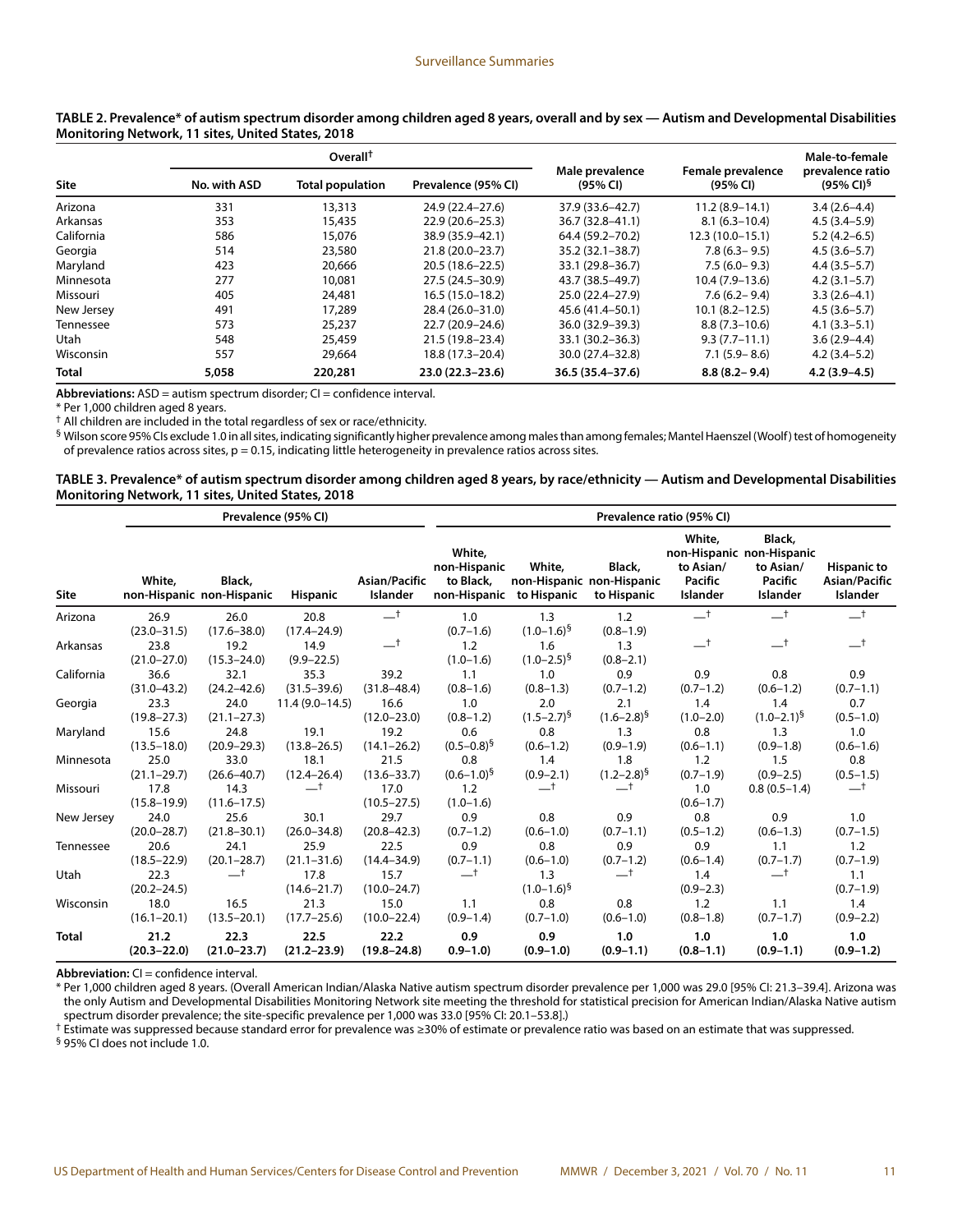**TABLE 2. Prevalence* of autism spectrum disorder among children aged 8 years, overall and by sex — Autism and Developmental Disabilities Monitoring Network, 11 sites, United States, 2018**

| Site | Overall† | | | Male prevalence (95% CI) | Female prevalence (95% CI) | Male-to-female prevalence ratio (95% CI)§ |
|---|---|---|---|---|---|---|
| | No. with ASD | Total population | Prevalence (95% CI) | | | |
| Arizona | 331 | 13,313 | 24.9 (22.4–27.6) | 37.9 (33.6–42.7) | 11.2 (8.9–14.1) | 3.4 (2.6–4.4) |
| Arkansas | 353 | 15,435 | 22.9 (20.6–25.3) | 36.7 (32.8–41.1) | 8.1 (6.3–10.4) | 4.5 (3.4–5.9) |
| California | 586 | 15,076 | 38.9 (35.9–42.1) | 64.4 (59.2–70.2) | 12.3 (10.0–15.1) | 5.2 (4.2–6.5) |
| Georgia | 514 | 23,580 | 21.8 (20.0–23.7) | 35.2 (32.1–38.7) | 7.8 (6.3– 9.5) | 4.5 (3.6–5.7) |
| Maryland | 423 | 20,666 | 20.5 (18.6–22.5) | 33.1 (29.8–36.7) | 7.5 (6.0– 9.3) | 4.4 (3.5–5.7) |
| Minnesota | 277 | 10,081 | 27.5 (24.5–30.9) | 43.7 (38.5–49.7) | 10.4 (7.9–13.6) | 4.2 (3.1–5.7) |
| Missouri | 405 | 24,481 | 16.5 (15.0–18.2) | 25.0 (22.4–27.9) | 7.6 (6.2– 9.4) | 3.3 (2.6–4.1) |
| New Jersey | 491 | 17,289 | 28.4 (26.0–31.0) | 45.6 (41.4–50.1) | 10.1 (8.2–12.5) | 4.5 (3.6–5.7) |
| Tennessee | 573 | 25,237 | 22.7 (20.9–24.6) | 36.0 (32.9–39.3) | 8.8 (7.3–10.6) | 4.1 (3.3–5.1) |
| Utah | 548 | 25,459 | 21.5 (19.8–23.4) | 33.1 (30.2–36.3) | 9.3 (7.7–11.1) | 3.6 (2.9–4.4) |
| Wisconsin | 557 | 29,664 | 18.8 (17.3–20.4) | 30.0 (27.4–32.8) | 7.1 (5.9– 8.6) | 4.2 (3.4–5.2) |
| **Total** | **5,058** | **220,281** | **23.0 (22.3–23.6)** | **36.5 (35.4–37.6)** | **8.8 (8.2– 9.4)** | **4.2 (3.9–4.5)** |

**Abbreviations:** ASD = autism spectrum disorder; CI = confidence interval.

\* Per 1,000 children aged 8 years.

† All children are included in the total regardless of sex or race/ethnicity.

§ Wilson score 95% CIs exclude 1.0 in all sites, indicating significantly higher prevalence among males than among females; Mantel Haenszel (Woolf) test of homogeneity of prevalence ratios across sites, p = 0.15, indicating little heterogeneity in prevalence ratios across sites.

**TABLE 3. Prevalence* of autism spectrum disorder among children aged 8 years, by race/ethnicity — Autism and Developmental Disabilities Monitoring Network, 11 sites, United States, 2018**

| Site | Prevalence (95% CI) | | | | Prevalence ratio (95% CI) | | | | | |
|---|---|---|---|---|---|---|---|---|---|---|
| | White, non-Hispanic | Black, non-Hispanic | Hispanic | Asian/Pacific Islander | White, non-Hispanic to Black, non-Hispanic | White, non-Hispanic to Hispanic | Black, non-Hispanic to Hispanic | White, non-Hispanic to Asian/Pacific Islander | Black, non-Hispanic to Asian/Pacific Islander | Hispanic to Asian/Pacific Islander |
| Arizona | 26.9 (23.0–31.5) | 26.0 (17.6–38.0) | 20.8 (17.4–24.9) | —† | 1.0 (0.7–1.6) | 1.3 (1.0–1.6)§ | 1.2 (0.8–1.9) | —† | —† | —† |
| Arkansas | 23.8 (21.0–27.0) | 19.2 (15.3–24.0) | 14.9 (9.9–22.5) | —† | 1.2 (1.0–1.6) | 1.6 (1.0–2.5)§ | 1.3 (0.8–2.1) | —† | —† | —† |
| California | 36.6 (31.0–43.2) | 32.1 (24.2–42.6) | 35.3 (31.5–39.6) | 39.2 (31.8–48.4) | 1.1 (0.8–1.6) | 1.0 (0.8–1.3) | 0.9 (0.7–1.2) | 0.9 (0.7–1.2) | 0.8 (0.6–1.2) | 0.9 (0.7–1.1) |
| Georgia | 23.3 (19.8–27.3) | 24.0 (21.1–27.3) | 11.4 (9.0–14.5) | 16.6 (12.0–23.0) | 1.0 (0.8–1.2) | 2.0 (1.5–2.7)§ | 2.1 (1.6–2.8)§ | 1.4 (1.0–2.0) | 1.4 (1.0–2.1)§ | 0.7 (0.5–1.0) |
| Maryland | 15.6 (13.5–18.0) | 24.8 (20.9–29.3) | 19.1 (13.8–26.5) | 19.2 (14.1–26.2) | 0.6 (0.5–0.8)§ | 0.8 (0.6–1.2) | 1.3 (0.9–1.9) | 0.8 (0.6–1.1) | 1.3 (0.9–1.8) | 1.0 (0.6–1.6) |
| Minnesota | 25.0 (21.1–29.7) | 33.0 (26.6–40.7) | 18.1 (12.4–26.4) | 21.5 (13.6–33.7) | 0.8 (0.6–1.0)§ | 1.4 (0.9–2.1) | 1.8 (1.2–2.8)§ | 1.2 (0.7–1.9) | 1.5 (0.9–2.5) | 0.8 (0.5–1.5) |
| Missouri | 17.8 (15.8–19.9) | 14.3 (11.6–17.5) | —† | 17.0 (10.5–27.5) | 1.2 (1.0–1.6) | —† | —† | 1.0 (0.6–1.7) | 0.8 (0.5–1.4) | —† |
| New Jersey | 24.0 (20.0–28.7) | 25.6 (21.8–30.1) | 30.1 (26.0–34.8) | 29.7 (20.8–42.3) | 0.9 (0.7–1.2) | 0.8 (0.6–1.0) | 0.9 (0.7–1.1) | 0.8 (0.5–1.2) | 0.9 (0.6–1.3) | 1.0 (0.7–1.5) |
| Tennessee | 20.6 (18.5–22.9) | 24.1 (20.1–28.7) | 25.9 (21.1–31.6) | 22.5 (14.4–34.9) | 0.9 (0.7–1.1) | 0.8 (0.6–1.0) | 0.9 (0.7–1.2) | 0.9 (0.6–1.4) | 1.1 (0.7–1.7) | 1.2 (0.7–1.9) |
| Utah | 22.3 (20.2–24.5) | —† | 17.8 (14.6–21.7) | 15.7 (10.0–24.7) | —† | 1.3 (1.0–1.6)§ | —† | 1.4 (0.9–2.3) | —† | 1.1 (0.7–1.9) |
| Wisconsin | 18.0 (16.1–20.1) | 16.5 (13.5–20.1) | 21.3 (17.7–25.6) | 15.0 (10.0–22.4) | 1.1 (0.9–1.4) | 0.8 (0.7–1.0) | 0.8 (0.6–1.0) | 1.2 (0.8–1.8) | 1.1 (0.7–1.7) | 1.4 (0.9–2.2) |
| **Total** | **21.2 (20.3–22.0)** | **22.3 (21.0–23.7)** | **22.5 (21.2–23.9)** | **22.2 (19.8–24.8)** | **0.9 0.9–1.0)** | **0.9 (0.9–1.0)** | **1.0 (0.9–1.1)** | **1.0 (0.8–1.1)** | **1.0 (0.9–1.1)** | **1.0 (0.9–1.2)** |

**Abbreviation:** CI = confidence interval.

\* Per 1,000 children aged 8 years. (Overall American Indian/Alaska Native autism spectrum disorder prevalence per 1,000 was 29.0 [95% CI: 21.3–39.4]. Arizona was the only Autism and Developmental Disabilities Monitoring Network site meeting the threshold for statistical precision for American Indian/Alaska Native autism spectrum disorder prevalence; the site-specific prevalence per 1,000 was 33.0 [95% CI: 20.1–53.8].)

† Estimate was suppressed because standard error for prevalence was ≥30% of estimate or prevalence ratio was based on an estimate that was suppressed.

§ 95% CI does not include 1.0.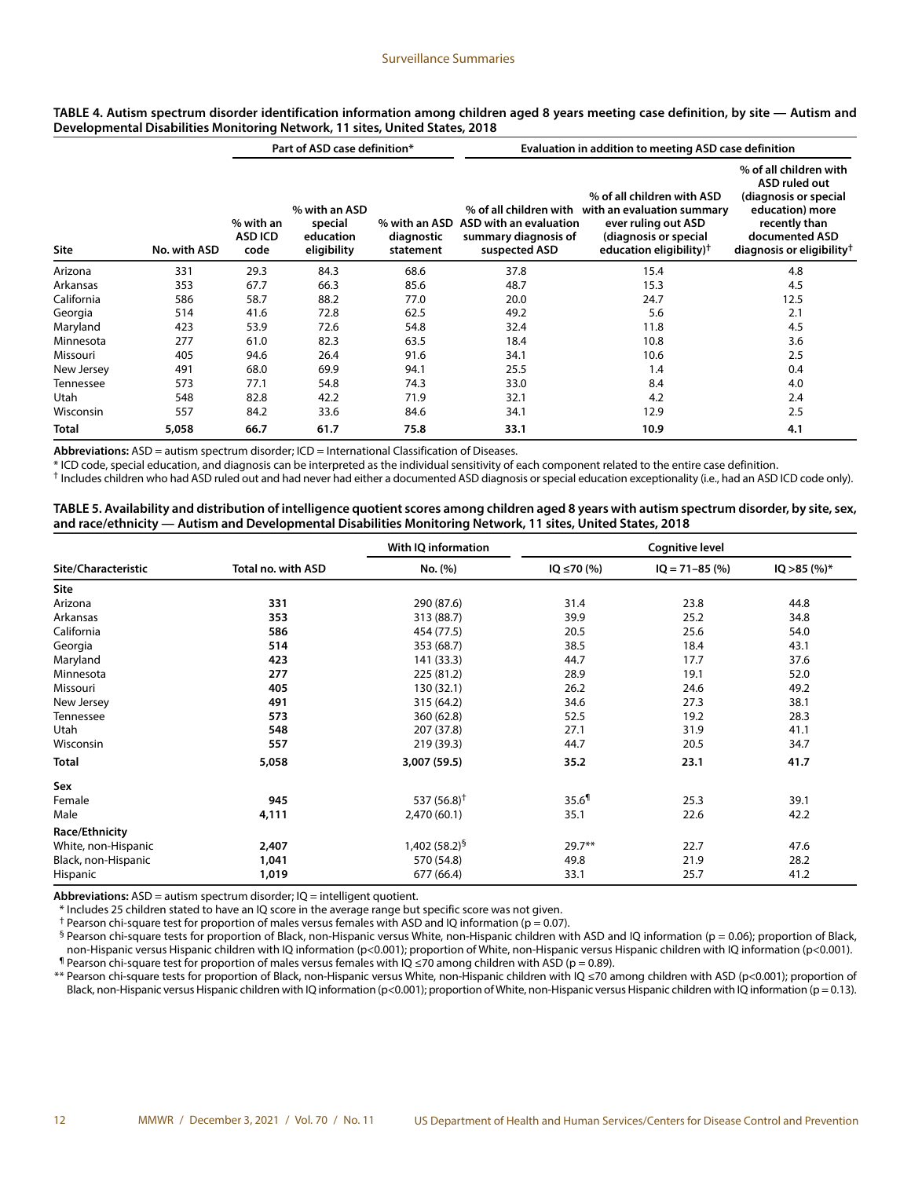**TABLE 4. Autism spectrum disorder identification information among children aged 8 years meeting case definition, by site — Autism and Developmental Disabilities Monitoring Network, 11 sites, United States, 2018**

| Site | No. with ASD | Part of ASD case definition* | | | Evaluation in addition to meeting ASD case definition | | |
|---|---|---|---|---|---|---|---|
| | | % with an ASD ICD code | % with an ASD special education eligibility | % with an ASD diagnostic statement | % of all children with ASD with an evaluation summary diagnosis of suspected ASD | % of all children with ASD with an evaluation summary ever ruling out ASD (diagnosis or special education eligibility)† | % of all children with ASD ruled out (diagnosis or special education) more recently than documented ASD diagnosis or eligibility† |
| Arizona | 331 | 29.3 | 84.3 | 68.6 | 37.8 | 15.4 | 4.8 |
| Arkansas | 353 | 67.7 | 66.3 | 85.6 | 48.7 | 15.3 | 4.5 |
| California | 586 | 58.7 | 88.2 | 77.0 | 20.0 | 24.7 | 12.5 |
| Georgia | 514 | 41.6 | 72.8 | 62.5 | 49.2 | 5.6 | 2.1 |
| Maryland | 423 | 53.9 | 72.6 | 54.8 | 32.4 | 11.8 | 4.5 |
| Minnesota | 277 | 61.0 | 82.3 | 63.5 | 18.4 | 10.8 | 3.6 |
| Missouri | 405 | 94.6 | 26.4 | 91.6 | 34.1 | 10.6 | 2.5 |
| New Jersey | 491 | 68.0 | 69.9 | 94.1 | 25.5 | 1.4 | 0.4 |
| Tennessee | 573 | 77.1 | 54.8 | 74.3 | 33.0 | 8.4 | 4.0 |
| Utah | 548 | 82.8 | 42.2 | 71.9 | 32.1 | 4.2 | 2.4 |
| Wisconsin | 557 | 84.2 | 33.6 | 84.6 | 34.1 | 12.9 | 2.5 |
| **Total** | **5,058** | **66.7** | **61.7** | **75.8** | **33.1** | **10.9** | **4.1** |

**Abbreviations:** ASD = autism spectrum disorder; ICD = International Classification of Diseases.

\* ICD code, special education, and diagnosis can be interpreted as the individual sensitivity of each component related to the entire case definition.

† Includes children who had ASD ruled out and had never had either a documented ASD diagnosis or special education exceptionality (i.e., had an ASD ICD code only).

**TABLE 5. Availability and distribution of intelligence quotient scores among children aged 8 years with autism spectrum disorder, by site, sex, and race/ethnicity — Autism and Developmental Disabilities Monitoring Network, 11 sites, United States, 2018**

| Site/Characteristic | Total no. with ASD | With IQ information | Cognitive level | | |
|---|---|---|---|---|---|
| | | No. (%) | IQ ≤70 (%) | IQ = 71–85 (%) | IQ >85 (%)* |
| **Site** | | | | | |
| Arizona | **331** | 290 (87.6) | 31.4 | 23.8 | 44.8 |
| Arkansas | **353** | 313 (88.7) | 39.9 | 25.2 | 34.8 |
| California | **586** | 454 (77.5) | 20.5 | 25.6 | 54.0 |
| Georgia | **514** | 353 (68.7) | 38.5 | 18.4 | 43.1 |
| Maryland | **423** | 141 (33.3) | 44.7 | 17.7 | 37.6 |
| Minnesota | **277** | 225 (81.2) | 28.9 | 19.1 | 52.0 |
| Missouri | **405** | 130 (32.1) | 26.2 | 24.6 | 49.2 |
| New Jersey | **491** | 315 (64.2) | 34.6 | 27.3 | 38.1 |
| Tennessee | **573** | 360 (62.8) | 52.5 | 19.2 | 28.3 |
| Utah | **548** | 207 (37.8) | 27.1 | 31.9 | 41.1 |
| Wisconsin | **557** | 219 (39.3) | 44.7 | 20.5 | 34.7 |
| **Total** | **5,058** | **3,007 (59.5)** | **35.2** | **23.1** | **41.7** |
| **Sex** | | | | | |
| Female | **945** | 537 (56.8)† | 35.6¶ | 25.3 | 39.1 |
| Male | **4,111** | 2,470 (60.1) | 35.1 | 22.6 | 42.2 |
| **Race/Ethnicity** | | | | | |
| White, non-Hispanic | **2,407** | 1,402 (58.2)§ | 29.7** | 22.7 | 47.6 |
| Black, non-Hispanic | **1,041** | 570 (54.8) | 49.8 | 21.9 | 28.2 |
| Hispanic | **1,019** | 677 (66.4) | 33.1 | 25.7 | 41.2 |

**Abbreviations:** ASD = autism spectrum disorder; IQ = intelligent quotient.

\* Includes 25 children stated to have an IQ score in the average range but specific score was not given.

† Pearson chi-square test for proportion of males versus females with ASD and IQ information (p = 0.07).

§ Pearson chi-square tests for proportion of Black, non-Hispanic versus White, non-Hispanic children with ASD and IQ information (p = 0.06); proportion of Black, non-Hispanic versus Hispanic children with IQ information (p<0.001); proportion of White, non-Hispanic versus Hispanic children with IQ information (p<0.001).

¶ Pearson chi-square test for proportion of males versus females with IQ ≤70 among children with ASD (p = 0.89).

\** Pearson chi-square tests for proportion of Black, non-Hispanic versus White, non-Hispanic children with IQ ≤70 among children with ASD (p<0.001); proportion of Black, non-Hispanic versus Hispanic children with IQ information (p<0.001); proportion of White, non-Hispanic versus Hispanic children with IQ information (p = 0.13).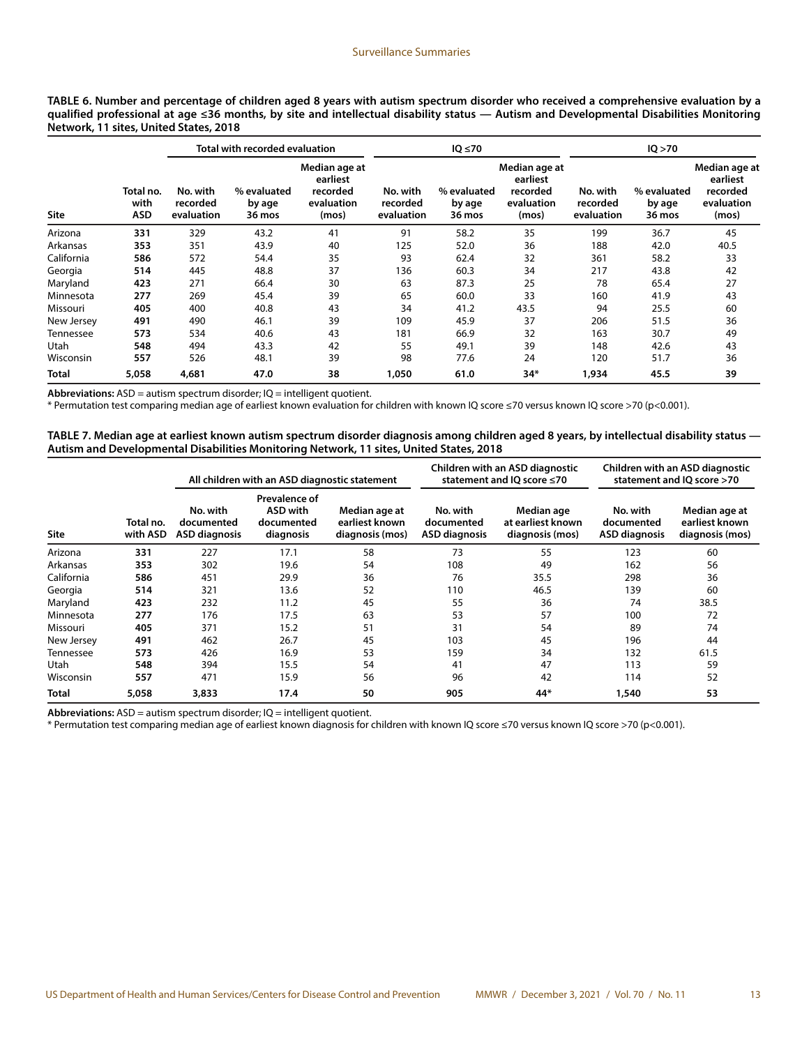**TABLE 6. Number and percentage of children aged 8 years with autism spectrum disorder who received a comprehensive evaluation by a qualified professional at age ≤36 months, by site and intellectual disability status — Autism and Developmental Disabilities Monitoring Network, 11 sites, United States, 2018**

| Site | Total no. with ASD | Total with recorded evaluation | | | IQ ≤70 | | | IQ >70 | | |
|---|---|---|---|---|---|---|---|---|---|---|
| | | No. with recorded evaluation | % evaluated by age 36 mos | Median age at earliest recorded evaluation (mos) | No. with recorded evaluation | % evaluated by age 36 mos | Median age at earliest recorded evaluation (mos) | No. with recorded evaluation | % evaluated by age 36 mos | Median age at earliest recorded evaluation (mos) |
| Arizona | **331** | 329 | 43.2 | 41 | 91 | 58.2 | 35 | 199 | 36.7 | 45 |
| Arkansas | **353** | 351 | 43.9 | 40 | 125 | 52.0 | 36 | 188 | 42.0 | 40.5 |
| California | **586** | 572 | 54.4 | 35 | 93 | 62.4 | 32 | 361 | 58.2 | 33 |
| Georgia | **514** | 445 | 48.8 | 37 | 136 | 60.3 | 34 | 217 | 43.8 | 42 |
| Maryland | **423** | 271 | 66.4 | 30 | 63 | 87.3 | 25 | 78 | 65.4 | 27 |
| Minnesota | **277** | 269 | 45.4 | 39 | 65 | 60.0 | 33 | 160 | 41.9 | 43 |
| Missouri | **405** | 400 | 40.8 | 43 | 34 | 41.2 | 43.5 | 94 | 25.5 | 60 |
| New Jersey | **491** | 490 | 46.1 | 39 | 109 | 45.9 | 37 | 206 | 51.5 | 36 |
| Tennessee | **573** | 534 | 40.6 | 43 | 181 | 66.9 | 32 | 163 | 30.7 | 49 |
| Utah | **548** | 494 | 43.3 | 42 | 55 | 49.1 | 39 | 148 | 42.6 | 43 |
| Wisconsin | **557** | 526 | 48.1 | 39 | 98 | 77.6 | 24 | 120 | 51.7 | 36 |
| **Total** | **5,058** | **4,681** | **47.0** | **38** | **1,050** | **61.0** | **34*** | **1,934** | **45.5** | **39** |

**Abbreviations:** ASD = autism spectrum disorder; IQ = intelligent quotient.
* Permutation test comparing median age of earliest known evaluation for children with known IQ score ≤70 versus known IQ score >70 (p<0.001).

**TABLE 7. Median age at earliest known autism spectrum disorder diagnosis among children aged 8 years, by intellectual disability status — Autism and Developmental Disabilities Monitoring Network, 11 sites, United States, 2018**

| Site | Total no. with ASD | All children with an ASD diagnostic statement | | | Children with an ASD diagnostic statement and IQ score ≤70 | | Children with an ASD diagnostic statement and IQ score >70 | |
|---|---|---|---|---|---|---|---|---|
| | | No. with documented ASD diagnosis | Prevalence of ASD with documented diagnosis | Median age at earliest known diagnosis (mos) | No. with documented ASD diagnosis | Median age at earliest known diagnosis (mos) | No. with documented ASD diagnosis | Median age at earliest known diagnosis (mos) |
| Arizona | **331** | 227 | 17.1 | 58 | 73 | 55 | 123 | 60 |
| Arkansas | **353** | 302 | 19.6 | 54 | 108 | 49 | 162 | 56 |
| California | **586** | 451 | 29.9 | 36 | 76 | 35.5 | 298 | 36 |
| Georgia | **514** | 321 | 13.6 | 52 | 110 | 46.5 | 139 | 60 |
| Maryland | **423** | 232 | 11.2 | 45 | 55 | 36 | 74 | 38.5 |
| Minnesota | **277** | 176 | 17.5 | 63 | 53 | 57 | 100 | 72 |
| Missouri | **405** | 371 | 15.2 | 51 | 31 | 54 | 89 | 74 |
| New Jersey | **491** | 462 | 26.7 | 45 | 103 | 45 | 196 | 44 |
| Tennessee | **573** | 426 | 16.9 | 53 | 159 | 34 | 132 | 61.5 |
| Utah | **548** | 394 | 15.5 | 54 | 41 | 47 | 113 | 59 |
| Wisconsin | **557** | 471 | 15.9 | 56 | 96 | 42 | 114 | 52 |
| **Total** | **5,058** | **3,833** | **17.4** | **50** | **905** | **44*** | **1,540** | **53** |

**Abbreviations:** ASD = autism spectrum disorder; IQ = intelligent quotient.
* Permutation test comparing median age of earliest known diagnosis for children with known IQ score ≤70 versus known IQ score >70 (p<0.001).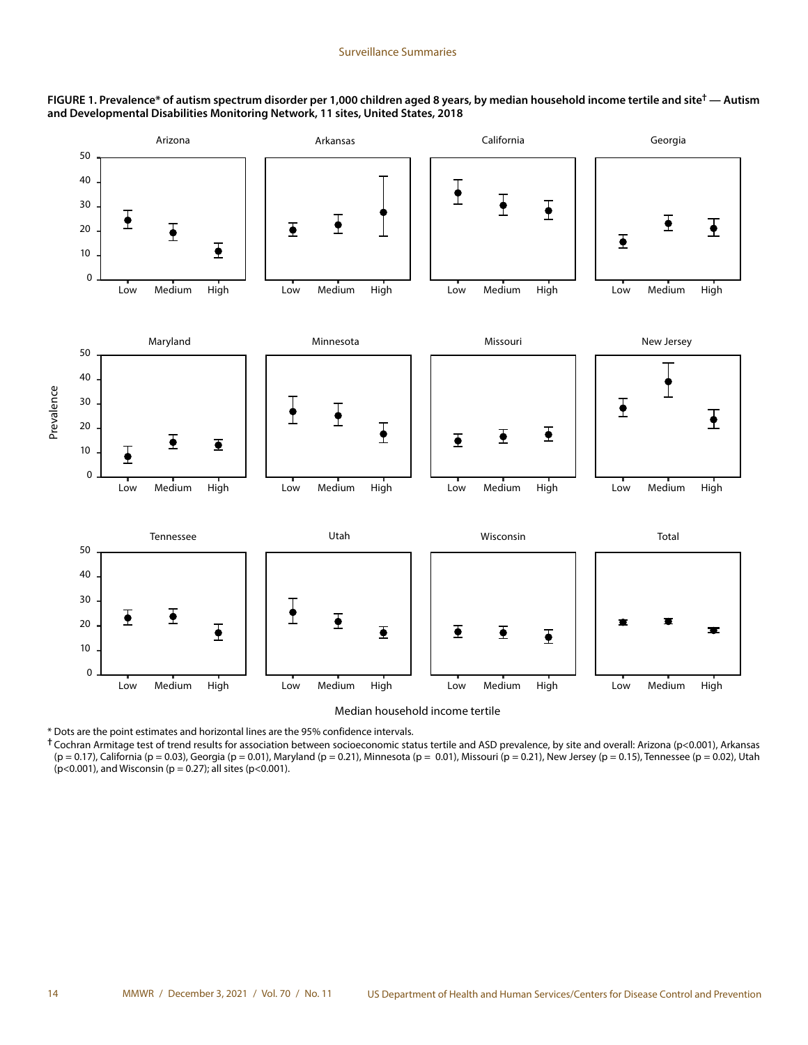**FIGURE 1. Prevalence* of autism spectrum disorder per 1,000 children aged 8 years, by median household income tertile and site† — Autism and Developmental Disabilities Monitoring Network, 11 sites, United States, 2018**

\* Dots are the point estimates and horizontal lines are the 95% confidence intervals.

† Cochran Armitage test of trend results for association between socioeconomic status tertile and ASD prevalence, by site and overall: Arizona ($p<0.001$), Arkansas ($p = 0.17$), California ($p = 0.03$), Georgia ($p = 0.01$), Maryland ($p = 0.21$), Minnesota ($p = 0.01$), Missouri ($p = 0.21$), New Jersey ($p = 0.15$), Tennessee ($p = 0.02$), Utah ($p<0.001$), and Wisconsin ($p = 0.27$); all sites ($p<0.001$).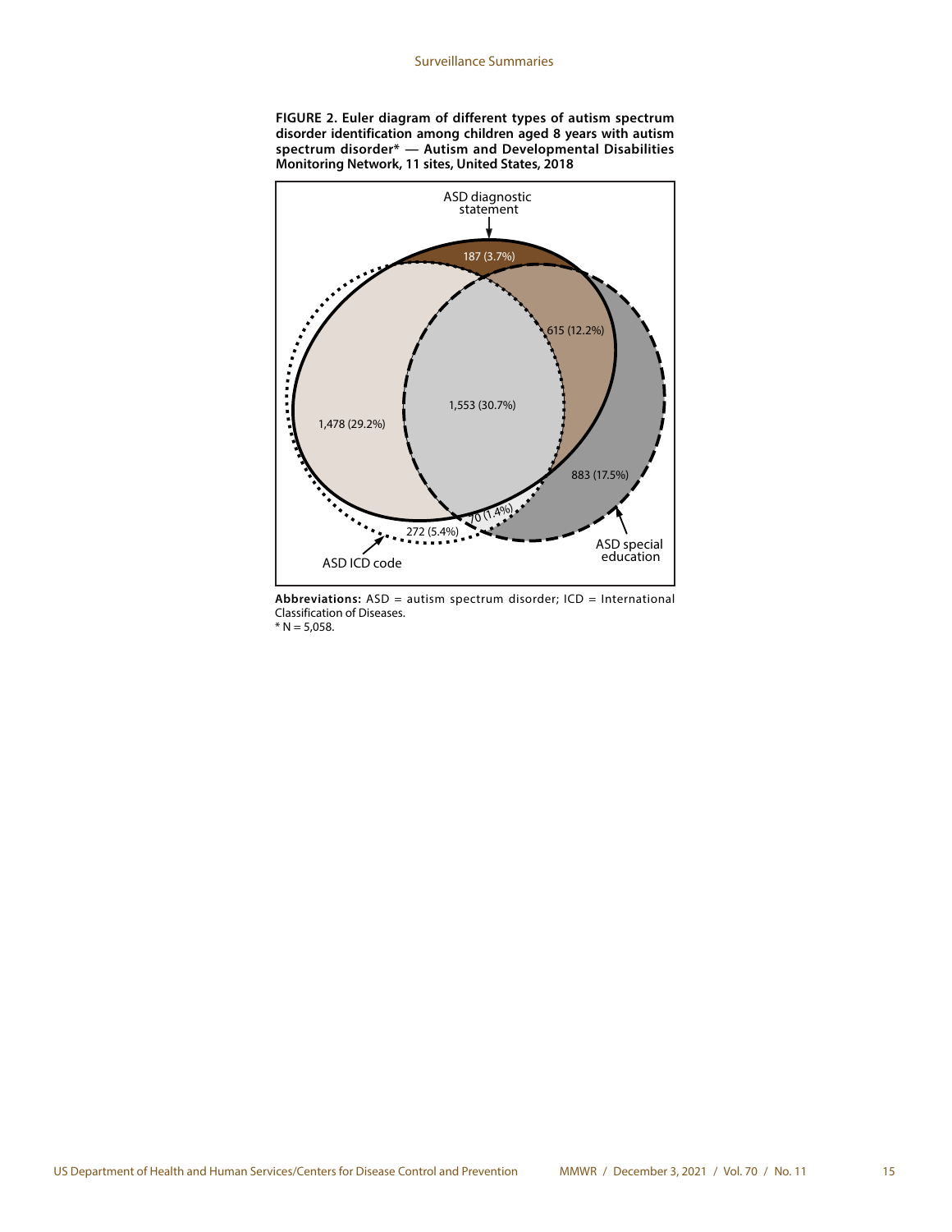**FIGURE 2. Euler diagram of different types of autism spectrum disorder identification among children aged 8 years with autism spectrum disorder* — Autism and Developmental Disabilities Monitoring Network, 11 sites, United States, 2018**

ASD diagnostic statement

187 (3.7%)

615 (12.2%)

1,553 (30.7%)

1,478 (29.2%)

883 (17.5%)

70 (1.4%)

272 (5.4%)

ASD special education

ASD ICD code

**Abbreviations:** ASD = autism spectrum disorder; ICD = International Classification of Diseases.

* N = 5,058.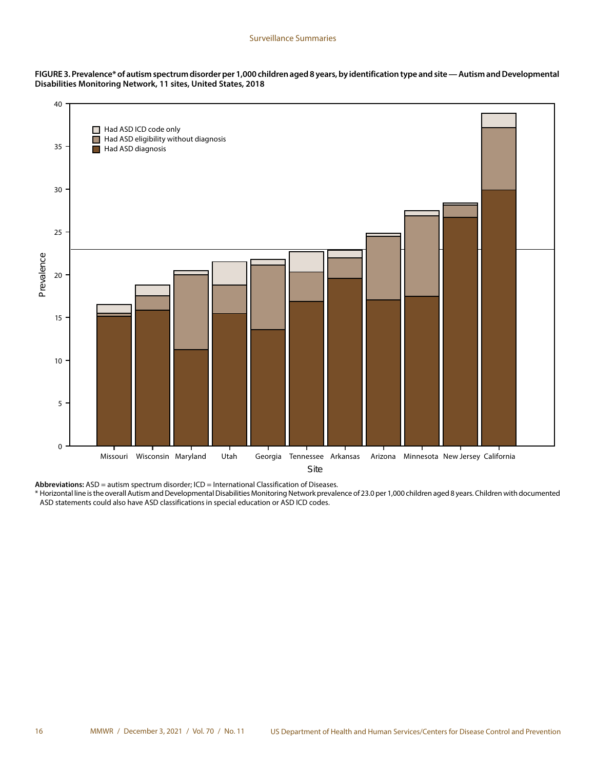**FIGURE 3. Prevalence* of autism spectrum disorder per 1,000 children aged 8 years, by identification type and site — Autism and Developmental Disabilities Monitoring Network, 11 sites, United States, 2018**

**Abbreviations:** ASD = autism spectrum disorder; ICD = International Classification of Diseases.

\* Horizontal line is the overall Autism and Developmental Disabilities Monitoring Network prevalence of 23.0 per 1,000 children aged 8 years. Children with documented ASD statements could also have ASD classifications in special education or ASD ICD codes.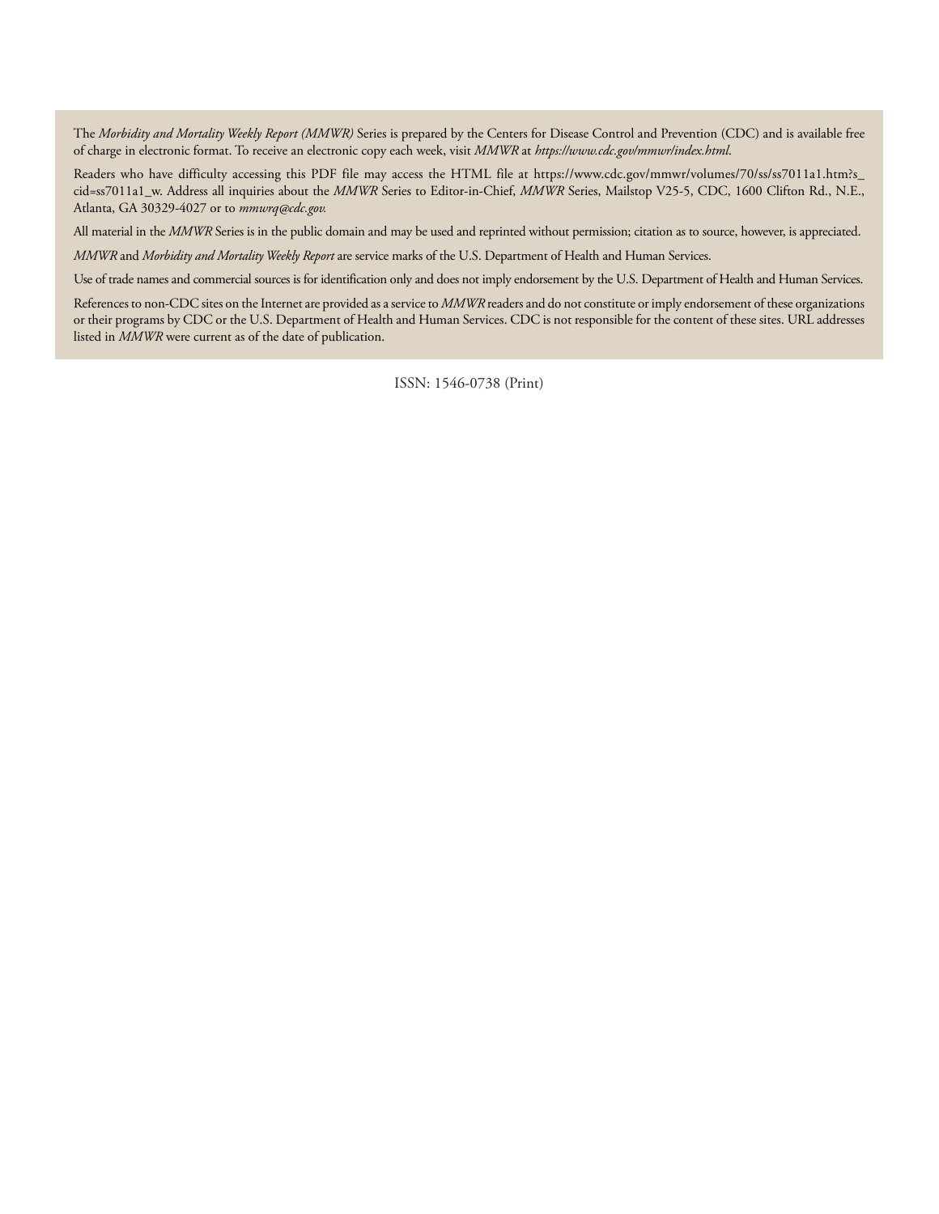The *Morbidity and Mortality Weekly Report (MMWR)* Series is prepared by the Centers for Disease Control and Prevention (CDC) and is available free of charge in electronic format. To receive an electronic copy each week, visit *MMWR* at *https://www.cdc.gov/mmwr/index.html*.

Readers who have difficulty accessing this PDF file may access the HTML file at https://www.cdc.gov/mmwr/volumes/70/ss/ss7011a1.htm?s_cid=ss7011a1_w. Address all inquiries about the *MMWR* Series to Editor-in-Chief, *MMWR* Series, Mailstop V25-5, CDC, 1600 Clifton Rd., N.E., Atlanta, GA 30329-4027 or to *mmwrq@cdc.gov.*

All material in the *MMWR* Series is in the public domain and may be used and reprinted without permission; citation as to source, however, is appreciated.

*MMWR* and *Morbidity and Mortality Weekly Report* are service marks of the U.S. Department of Health and Human Services.

Use of trade names and commercial sources is for identification only and does not imply endorsement by the U.S. Department of Health and Human Services.

References to non-CDC sites on the Internet are provided as a service to *MMWR* readers and do not constitute or imply endorsement of these organizations or their programs by CDC or the U.S. Department of Health and Human Services. CDC is not responsible for the content of these sites. URL addresses listed in *MMWR* were current as of the date of publication.

ISSN: 1546-0738 (Print)